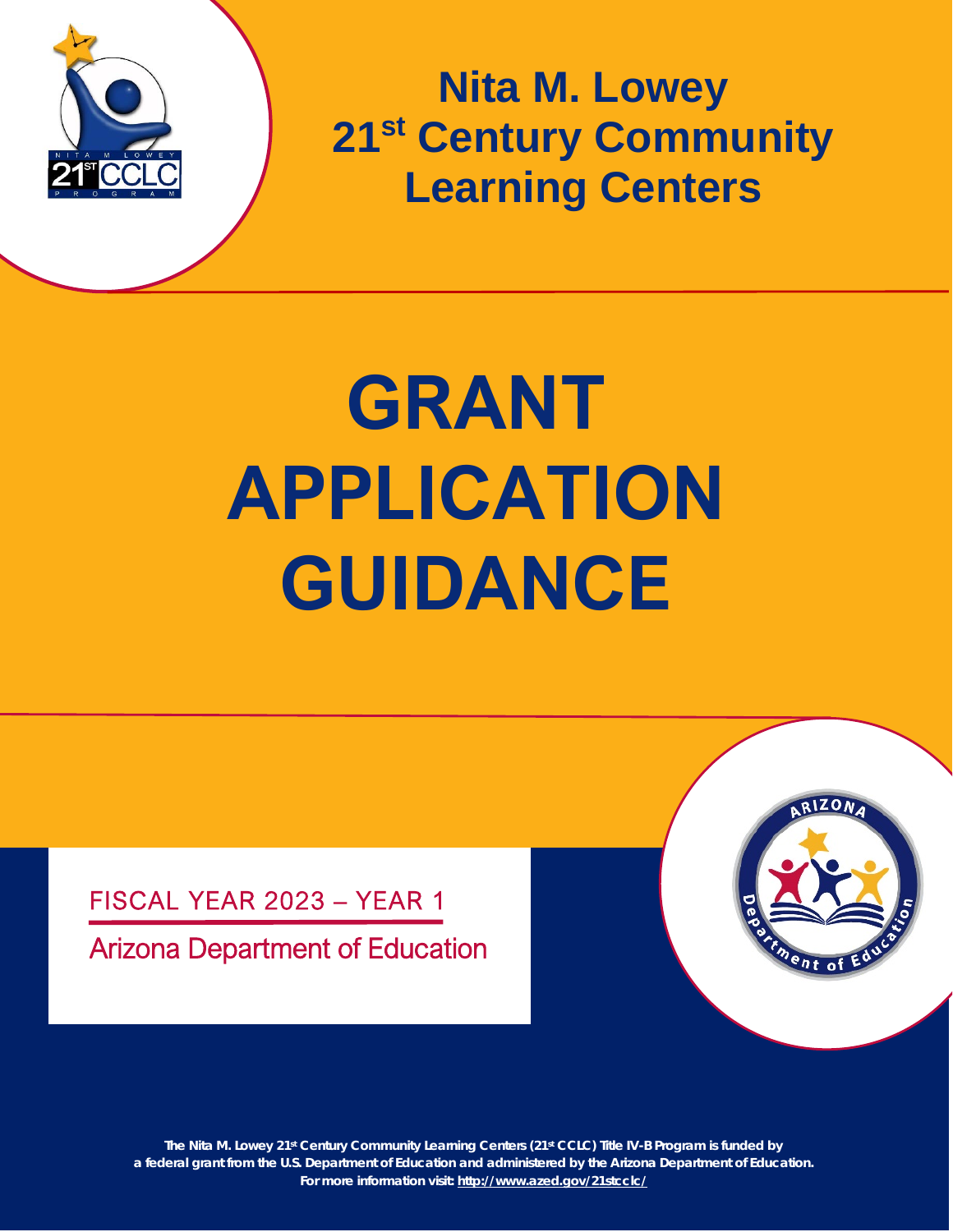# Nita M. Lowey 21st Century Community Learning Centers

# GRANT APPLICATION GUIDANCE

FISCAL YEAR 2023 – YEAR 1

Arizona Department of Education

**The Nita M. Lowey 21st Century Community Learning Centers (21st CCLC) Title IV-B Program is funded by a federal grant from the U.S. Department of Education and administered by the Arizona Department of Education. For more information visit: http://www.azed.gov/21stcclc/**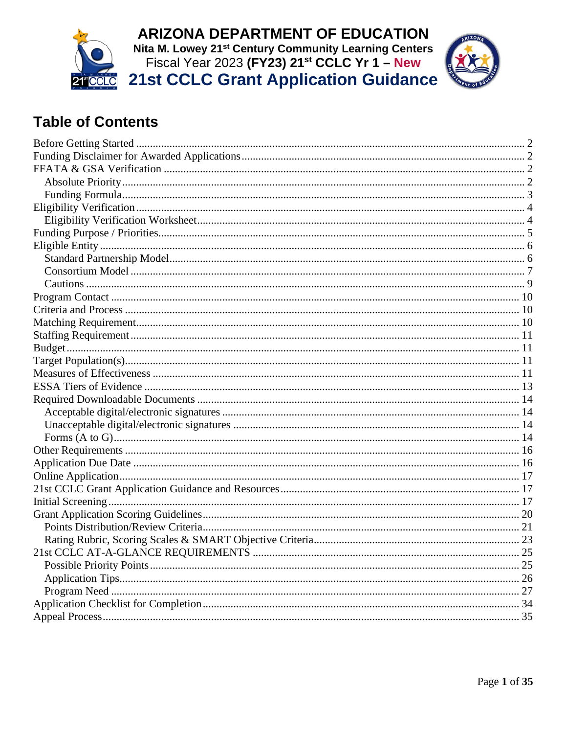# ARIZONA DEPARTMENT OF EDUCATION

**Nita M. Lowey 21st Century Community Learning Centers**

Fiscal Year 2023 **(FY23) 21st CCLC Yr 1 – New**

# 21st CCLC Grant Application Guidance

## Table of Contents

Before Getting Started ..... 2
Funding Disclaimer for Awarded Applications ..... 2
FFATA & GSA Verification ..... 2
- Absolute Priority ..... 2
- Funding Formula ..... 3

Eligibility Verification ..... 4
- Eligibility Verification Worksheet ..... 4

Funding Purpose / Priorities ..... 5
Eligible Entity ..... 6
- Standard Partnership Model ..... 6
- Consortium Model ..... 7
- Cautions ..... 9

Program Contact ..... 10
Criteria and Process ..... 10
Matching Requirement ..... 10
Staffing Requirement ..... 11
Budget ..... 11
Target Population(s) ..... 11
Measures of Effectiveness ..... 11
ESSA Tiers of Evidence ..... 13
Required Downloadable Documents ..... 14
- Acceptable digital/electronic signatures ..... 14
- Unacceptable digital/electronic signatures ..... 14
- Forms (A to G) ..... 14

Other Requirements ..... 16
Application Due Date ..... 16
Online Application ..... 17
21st CCLC Grant Application Guidance and Resources ..... 17
Initial Screening ..... 17
Grant Application Scoring Guidelines ..... 20
- Points Distribution/Review Criteria ..... 21
- Rating Rubric, Scoring Scales & SMART Objective Criteria ..... 23

21st CCLC AT-A-GLANCE REQUIREMENTS ..... 25
- Possible Priority Points ..... 25
- Application Tips ..... 26
- Program Need ..... 27

Application Checklist for Completion ..... 34
Appeal Process ..... 35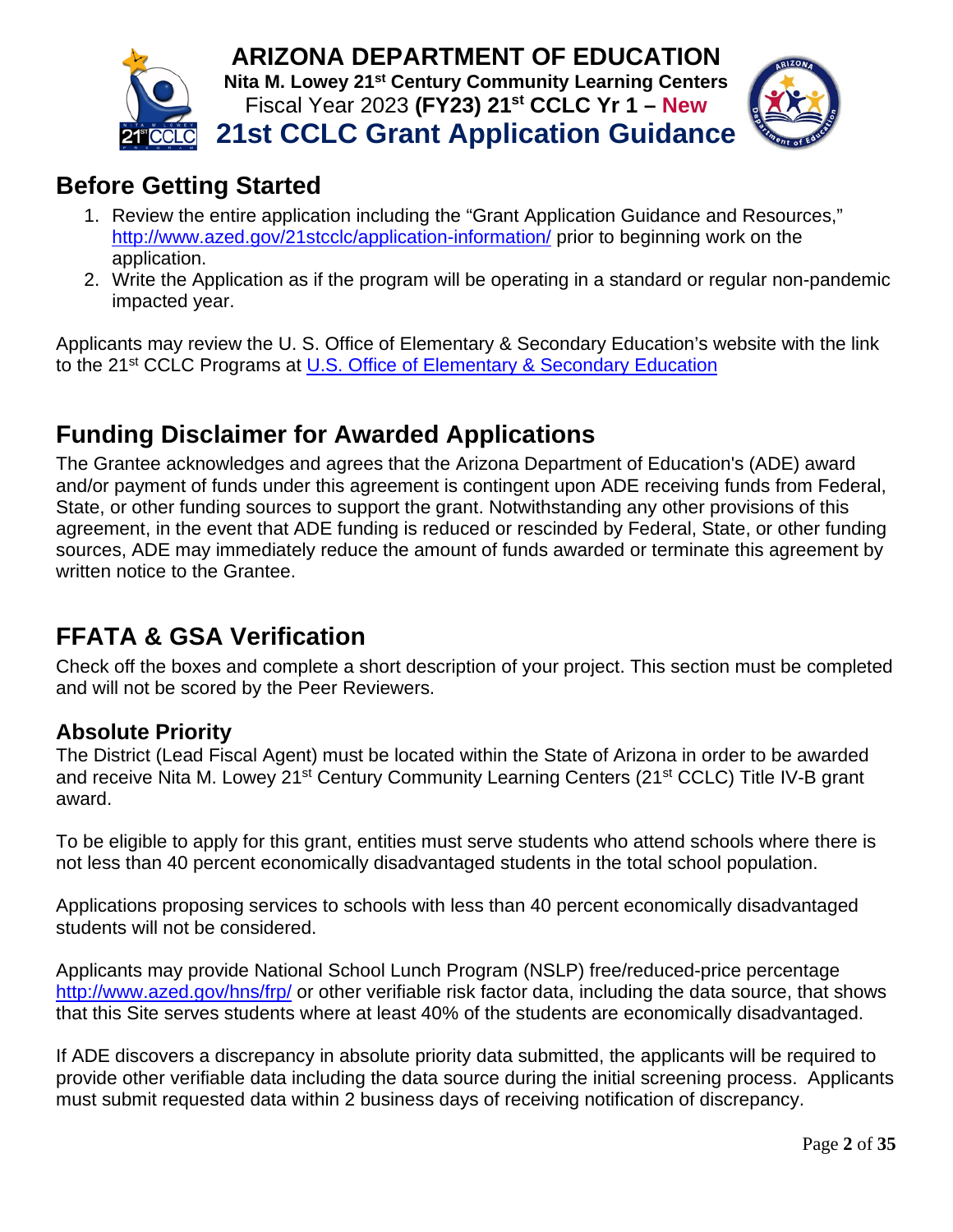# ARIZONA DEPARTMENT OF EDUCATION

**Nita M. Lowey 21st Century Community Learning Centers**

Fiscal Year 2023 **(FY23) 21st CCLC Yr 1 – New**

# 21st CCLC Grant Application Guidance

## Before Getting Started

1. Review the entire application including the "Grant Application Guidance and Resources," http://www.azed.gov/21stcclc/application-information/ prior to beginning work on the application.
2. Write the Application as if the program will be operating in a standard or regular non-pandemic impacted year.

Applicants may review the U. S. Office of Elementary & Secondary Education's website with the link to the 21st CCLC Programs at U.S. Office of Elementary & Secondary Education

## Funding Disclaimer for Awarded Applications

The Grantee acknowledges and agrees that the Arizona Department of Education's (ADE) award and/or payment of funds under this agreement is contingent upon ADE receiving funds from Federal, State, or other funding sources to support the grant. Notwithstanding any other provisions of this agreement, in the event that ADE funding is reduced or rescinded by Federal, State, or other funding sources, ADE may immediately reduce the amount of funds awarded or terminate this agreement by written notice to the Grantee.

## FFATA & GSA Verification

Check off the boxes and complete a short description of your project. This section must be completed and will not be scored by the Peer Reviewers.

### Absolute Priority

The District (Lead Fiscal Agent) must be located within the State of Arizona in order to be awarded and receive Nita M. Lowey 21st Century Community Learning Centers (21st CCLC) Title IV-B grant award.

To be eligible to apply for this grant, entities must serve students who attend schools where there is not less than 40 percent economically disadvantaged students in the total school population.

Applications proposing services to schools with less than 40 percent economically disadvantaged students will not be considered.

Applicants may provide National School Lunch Program (NSLP) free/reduced-price percentage http://www.azed.gov/hns/frp/ or other verifiable risk factor data, including the data source, that shows that this Site serves students where at least 40% of the students are economically disadvantaged.

If ADE discovers a discrepancy in absolute priority data submitted, the applicants will be required to provide other verifiable data including the data source during the initial screening process. Applicants must submit requested data within 2 business days of receiving notification of discrepancy.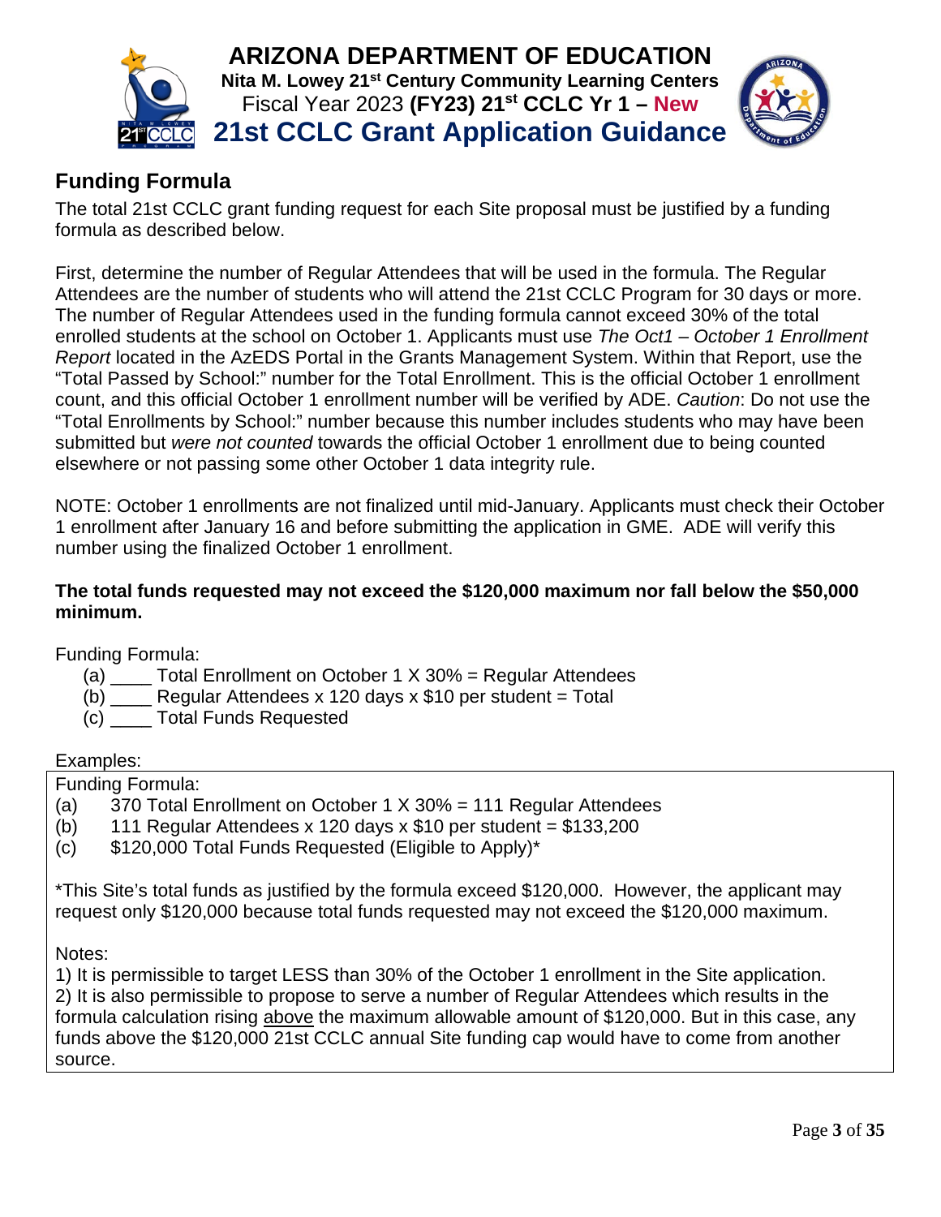## Funding Formula

The total 21st CCLC grant funding request for each Site proposal must be justified by a funding formula as described below.

First, determine the number of Regular Attendees that will be used in the formula. The Regular Attendees are the number of students who will attend the 21st CCLC Program for 30 days or more. The number of Regular Attendees used in the funding formula cannot exceed 30% of the total enrolled students at the school on October 1. Applicants must use *The Oct1 – October 1 Enrollment Report* located in the AzEDS Portal in the Grants Management System. Within that Report, use the "Total Passed by School:" number for the Total Enrollment. This is the official October 1 enrollment count, and this official October 1 enrollment number will be verified by ADE. *Caution*: Do not use the "Total Enrollments by School:" number because this number includes students who may have been submitted but *were not counted* towards the official October 1 enrollment due to being counted elsewhere or not passing some other October 1 data integrity rule.

NOTE: October 1 enrollments are not finalized until mid-January. Applicants must check their October 1 enrollment after January 16 and before submitting the application in GME. ADE will verify this number using the finalized October 1 enrollment.

**The total funds requested may not exceed the $120,000 maximum nor fall below the $50,000 minimum.**

Funding Formula:

(a) ____ Total Enrollment on October 1 X 30% = Regular Attendees
(b) ____ Regular Attendees x 120 days x $10 per student = Total
(c) ____ Total Funds Requested

Examples:

Funding Formula:

(a) 370 Total Enrollment on October 1 X 30% = 111 Regular Attendees
(b) 111 Regular Attendees x 120 days x $10 per student = $133,200
(c) $120,000 Total Funds Requested (Eligible to Apply)*

*This Site's total funds as justified by the formula exceed $120,000. However, the applicant may request only $120,000 because total funds requested may not exceed the $120,000 maximum.

Notes:

1) It is permissible to target LESS than 30% of the October 1 enrollment in the Site application.
2) It is also permissible to propose to serve a number of Regular Attendees which results in the formula calculation rising above the maximum allowable amount of $120,000. But in this case, any funds above the $120,000 21st CCLC annual Site funding cap would have to come from another source.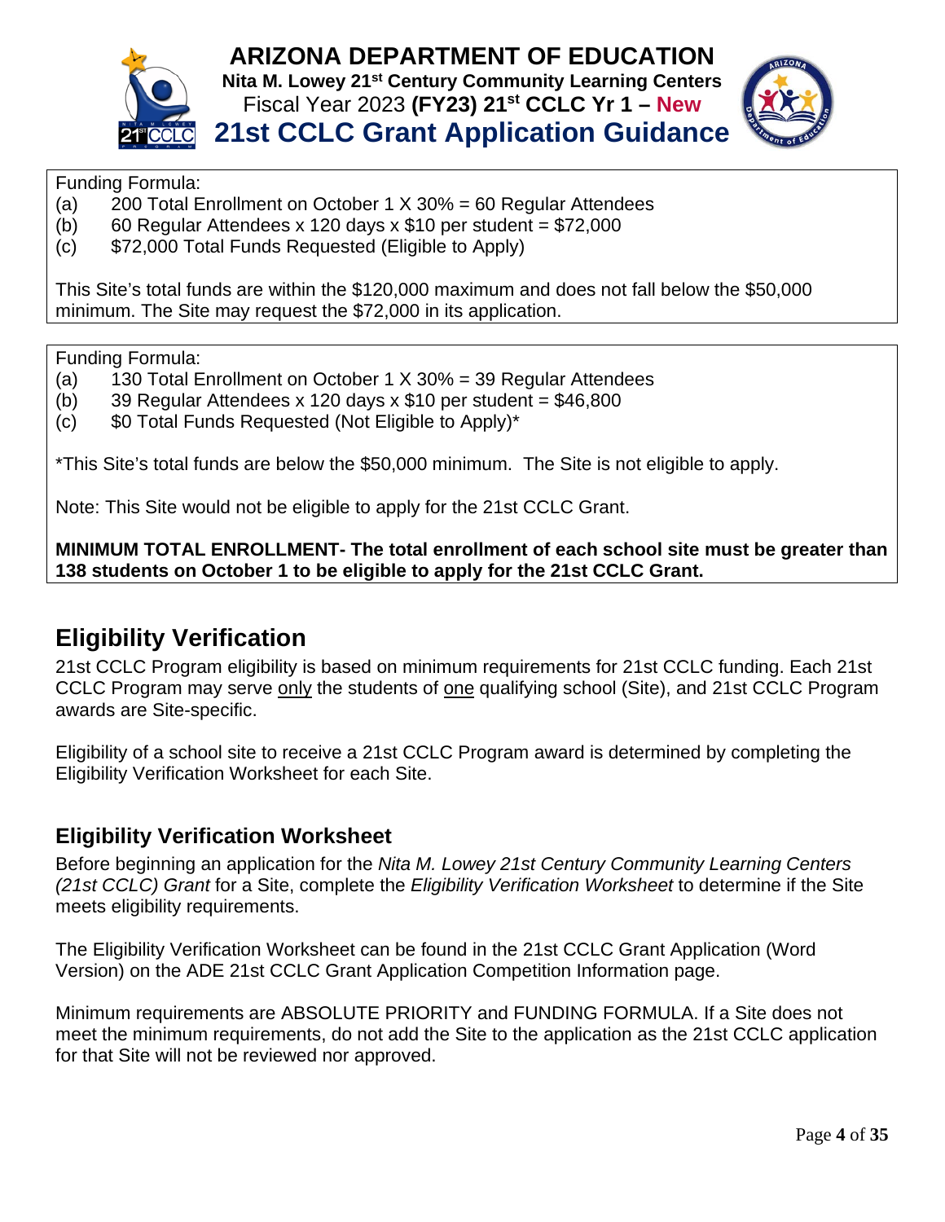Funding Formula:

(a) 200 Total Enrollment on October 1 X 30% = 60 Regular Attendees
(b) 60 Regular Attendees x 120 days x $10 per student = $72,000
(c) $72,000 Total Funds Requested (Eligible to Apply)

This Site's total funds are within the $120,000 maximum and does not fall below the $50,000 minimum. The Site may request the $72,000 in its application.

Funding Formula:

(a) 130 Total Enrollment on October 1 X 30% = 39 Regular Attendees
(b) 39 Regular Attendees x 120 days x $10 per student = $46,800
(c) $0 Total Funds Requested (Not Eligible to Apply)*

*This Site's total funds are below the $50,000 minimum. The Site is not eligible to apply.

Note: This Site would not be eligible to apply for the 21st CCLC Grant.

**MINIMUM TOTAL ENROLLMENT- The total enrollment of each school site must be greater than 138 students on October 1 to be eligible to apply for the 21st CCLC Grant.**

## Eligibility Verification

21st CCLC Program eligibility is based on minimum requirements for 21st CCLC funding. Each 21st CCLC Program may serve only the students of one qualifying school (Site), and 21st CCLC Program awards are Site-specific.

Eligibility of a school site to receive a 21st CCLC Program award is determined by completing the Eligibility Verification Worksheet for each Site.

### Eligibility Verification Worksheet

Before beginning an application for the *Nita M. Lowey 21st Century Community Learning Centers (21st CCLC) Grant* for a Site, complete the *Eligibility Verification Worksheet* to determine if the Site meets eligibility requirements.

The Eligibility Verification Worksheet can be found in the 21st CCLC Grant Application (Word Version) on the ADE 21st CCLC Grant Application Competition Information page.

Minimum requirements are ABSOLUTE PRIORITY and FUNDING FORMULA. If a Site does not meet the minimum requirements, do not add the Site to the application as the 21st CCLC application for that Site will not be reviewed nor approved.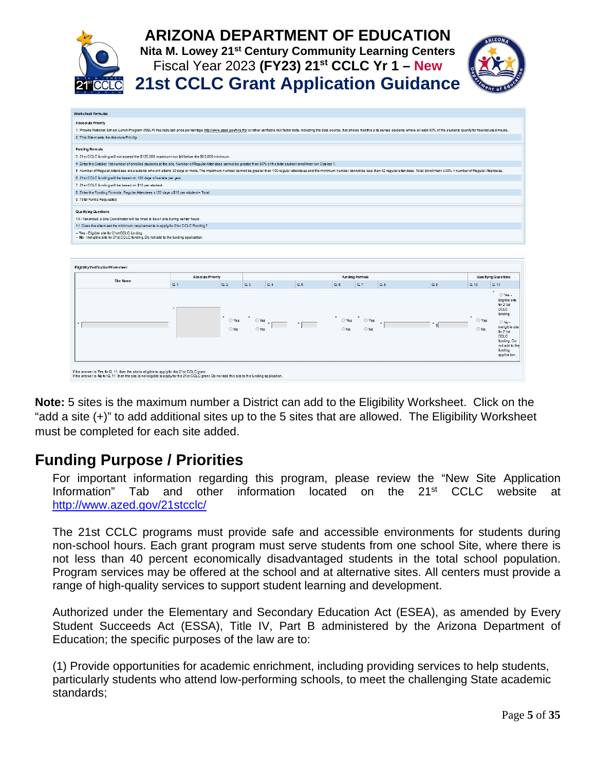**Worksheet Formulas**

**Absolute Priority**

1. Provide National School Lunch Program (NSLP) free/reduced-price percentage http://www.azed.gov/hns/frp/ or other verifiable risk factor data, including the data source, that shows that this site serves students where at least 40% of the students qualify for free/reduced meals.
2. This Site meets the Absolute Priority.

**Funding Formula**

3. 21st CCLC funding will not exceed the $120,000 maximum nor fall below the $50,000 minimum.
4. Enter the October 1st number of enrolled students at the site. Number of Regular Attendees cannot be greater than 30% of the total student enrollment on October 1.
5. Number of Regular Attendees are students who will attend 30 days or more. The maximum number cannot be greater than 100 regular attendees and the minimum number cannot be less than 42 regular attendees. Total Enrollment x 30% = number of Regular Attendees.
6. 21st CCLC funding will be based on 120 days of service per year.
7. 21st CCLC funding will be based on $10 per student.
8. Enter the Funding Formula: Regular Attendees x 120 days x $10 per student = Total
9. Total Funds Requested

**Qualifying Questions**

10. If awarded, a Site Coordinator will be hired to be on site during center hours.
11. Does the site meet the minimum requirements to apply for 21st CCLC Funding?

– **Yes** - Eligible site for 21st CCLC funding.
– **No** - Ineligible site for 21st CCLC funding. Do not add to the funding application.

**Eligibility Verification Worksheet**

| Site Name | Absolute Priority | | Funding Formula | | | | | | | Qualifying Questions | |
|---|---|---|---|---|---|---|---|---|---|---|---|
| | Q.1 | Q.2 | Q.3 | Q.4 | Q.5 | Q.6 | Q.7 | Q.8 | Q.9 | Q.10 | Q.11 |
| * | * | * ○ Yes ○ No | * ○ Yes ○ No | * | * | * ○ Yes ○ No | * ○ Yes ○ No | * | * $ | * ○ Yes ○ No | * ○ Yes - Eligible site for 21st CCLC funding. ○ No - Ineligible site for 21st CCLC funding. Do not add to the funding application. |

If the answer is Yes for Q. 11, then the site is eligible to apply for the 21st CCLC grant.
If the answer is No for Q. 11, then the site is not eligible to apply for the 21st CCLC grant. Do not add this site to the funding application.

**Note:** 5 sites is the maximum number a District can add to the Eligibility Worksheet. Click on the "add a site (+)" to add additional sites up to the 5 sites that are allowed. The Eligibility Worksheet must be completed for each site added.

## Funding Purpose / Priorities

For important information regarding this program, please review the "New Site Application Information" Tab and other information located on the 21st CCLC website at http://www.azed.gov/21stcclc/

The 21st CCLC programs must provide safe and accessible environments for students during non-school hours. Each grant program must serve students from one school Site, where there is not less than 40 percent economically disadvantaged students in the total school population. Program services may be offered at the school and at alternative sites. All centers must provide a range of high-quality services to support student learning and development.

Authorized under the Elementary and Secondary Education Act (ESEA), as amended by Every Student Succeeds Act (ESSA), Title IV, Part B administered by the Arizona Department of Education; the specific purposes of the law are to:

(1) Provide opportunities for academic enrichment, including providing services to help students, particularly students who attend low-performing schools, to meet the challenging State academic standards;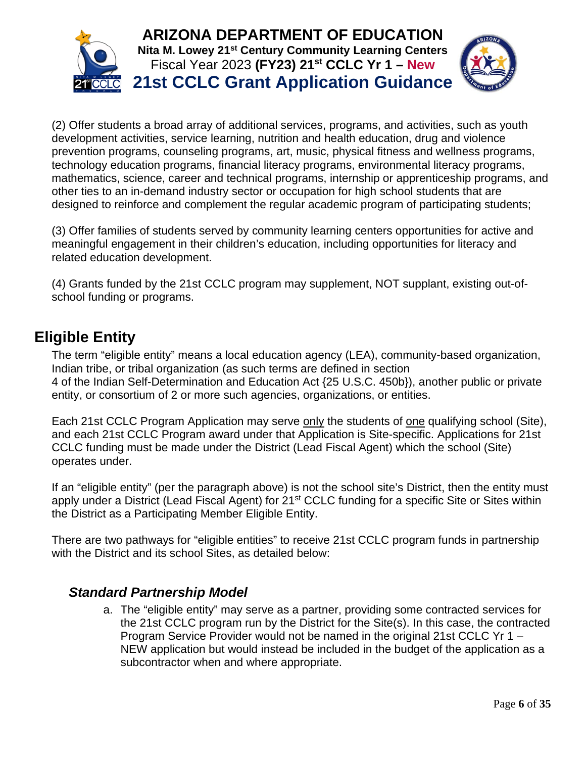(2) Offer students a broad array of additional services, programs, and activities, such as youth development activities, service learning, nutrition and health education, drug and violence prevention programs, counseling programs, art, music, physical fitness and wellness programs, technology education programs, financial literacy programs, environmental literacy programs, mathematics, science, career and technical programs, internship or apprenticeship programs, and other ties to an in-demand industry sector or occupation for high school students that are designed to reinforce and complement the regular academic program of participating students;

(3) Offer families of students served by community learning centers opportunities for active and meaningful engagement in their children's education, including opportunities for literacy and related education development.

(4) Grants funded by the 21st CCLC program may supplement, NOT supplant, existing out-of-school funding or programs.

## Eligible Entity

The term "eligible entity" means a local education agency (LEA), community-based organization, Indian tribe, or tribal organization (as such terms are defined in section 4 of the Indian Self-Determination and Education Act {25 U.S.C. 450b}), another public or private entity, or consortium of 2 or more such agencies, organizations, or entities.

Each 21st CCLC Program Application may serve only the students of one qualifying school (Site), and each 21st CCLC Program award under that Application is Site-specific. Applications for 21st CCLC funding must be made under the District (Lead Fiscal Agent) which the school (Site) operates under.

If an "eligible entity" (per the paragraph above) is not the school site's District, then the entity must apply under a District (Lead Fiscal Agent) for 21st CCLC funding for a specific Site or Sites within the District as a Participating Member Eligible Entity.

There are two pathways for "eligible entities" to receive 21st CCLC program funds in partnership with the District and its school Sites, as detailed below:

### *Standard Partnership Model*

a. The "eligible entity" may serve as a partner, providing some contracted services for the 21st CCLC program run by the District for the Site(s). In this case, the contracted Program Service Provider would not be named in the original 21st CCLC Yr 1 – NEW application but would instead be included in the budget of the application as a subcontractor when and where appropriate.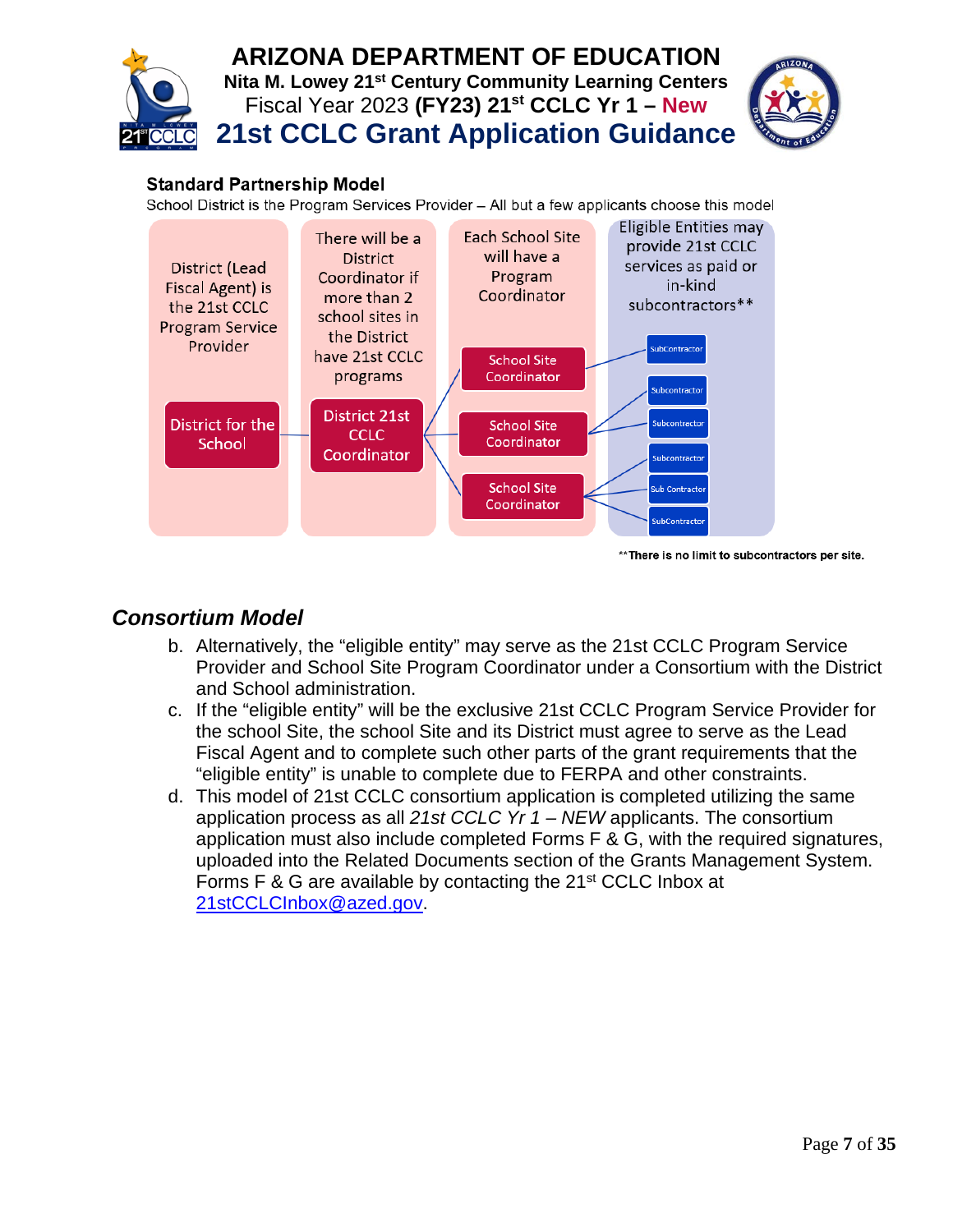## Standard Partnership Model

School District is the Program Services Provider – All but a few applicants choose this model

District (Lead Fiscal Agent) is the 21st CCLC Program Service Provider

District for the School

There will be a District Coordinator if more than 2 school sites in the District have 21st CCLC programs

District 21st CCLC Coordinator

Each School Site will have a Program Coordinator

School Site Coordinator

School Site Coordinator

School Site Coordinator

Eligible Entities may provide 21st CCLC services as paid or in-kind subcontractors**

SubContractor

Subcontractor

Subcontractor

Subcontractor

Sub Contractor

SubContractor

**There is no limit to subcontractors per site.

## *Consortium Model*

b. Alternatively, the "eligible entity" may serve as the 21st CCLC Program Service Provider and School Site Program Coordinator under a Consortium with the District and School administration.

c. If the "eligible entity" will be the exclusive 21st CCLC Program Service Provider for the school Site, the school Site and its District must agree to serve as the Lead Fiscal Agent and to complete such other parts of the grant requirements that the "eligible entity" is unable to complete due to FERPA and other constraints.

d. This model of 21st CCLC consortium application is completed utilizing the same application process as all *21st CCLC Yr 1 – NEW* applicants. The consortium application must also include completed Forms F & G, with the required signatures, uploaded into the Related Documents section of the Grants Management System. Forms F & G are available by contacting the 21st CCLC Inbox at 21stCCLCInbox@azed.gov.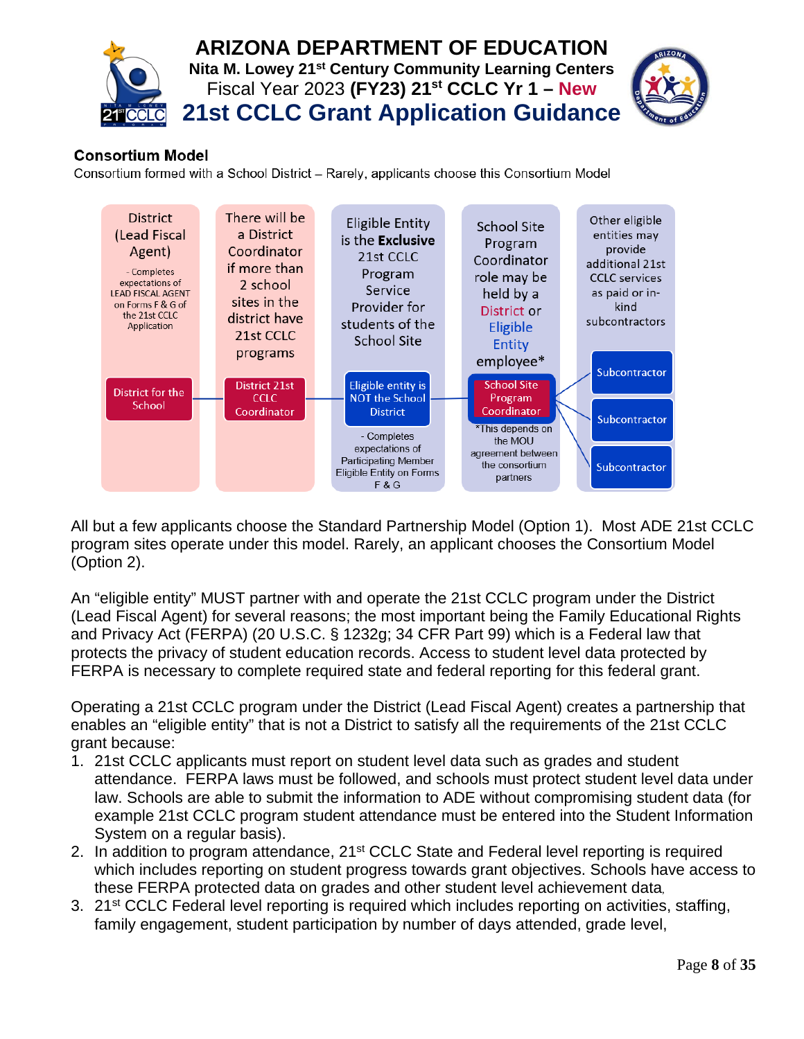## Consortium Model

Consortium formed with a School District – Rarely, applicants choose this Consortium Model

| District (Lead Fiscal Agent) | There will be a District Coordinator if more than 2 school sites in the district have 21st CCLC programs | Eligible Entity is the **Exclusive** 21st CCLC Program Service Provider for students of the School Site | School Site Program Coordinator role may be held by a District or Eligible Entity employee* | Other eligible entities may provide additional 21st CCLC services as paid or in-kind subcontractors |
|---|---|---|---|---|
| - Completes expectations of LEAD FISCAL AGENT on Forms F & G of the 21st CCLC Application | | | | |
| District for the School | District 21st CCLC Coordinator | Eligible entity is NOT the School District | School Site Program Coordinator | Subcontractor |
| | | - Completes expectations of Participating Member Eligible Entity on Forms F & G | *This depends on the MOU agreement between the consortium partners | Subcontractor |
| | | | | Subcontractor |

All but a few applicants choose the Standard Partnership Model (Option 1). Most ADE 21st CCLC program sites operate under this model. Rarely, an applicant chooses the Consortium Model (Option 2).

An "eligible entity" MUST partner with and operate the 21st CCLC program under the District (Lead Fiscal Agent) for several reasons; the most important being the Family Educational Rights and Privacy Act (FERPA) (20 U.S.C. § 1232g; 34 CFR Part 99) which is a Federal law that protects the privacy of student education records. Access to student level data protected by FERPA is necessary to complete required state and federal reporting for this federal grant.

Operating a 21st CCLC program under the District (Lead Fiscal Agent) creates a partnership that enables an "eligible entity" that is not a District to satisfy all the requirements of the 21st CCLC grant because:

1. 21st CCLC applicants must report on student level data such as grades and student attendance. FERPA laws must be followed, and schools must protect student level data under law. Schools are able to submit the information to ADE without compromising student data (for example 21st CCLC program student attendance must be entered into the Student Information System on a regular basis).
2. In addition to program attendance, 21st CCLC State and Federal level reporting is required which includes reporting on student progress towards grant objectives. Schools have access to these FERPA protected data on grades and other student level achievement data,
3. 21st CCLC Federal level reporting is required which includes reporting on activities, staffing, family engagement, student participation by number of days attended, grade level,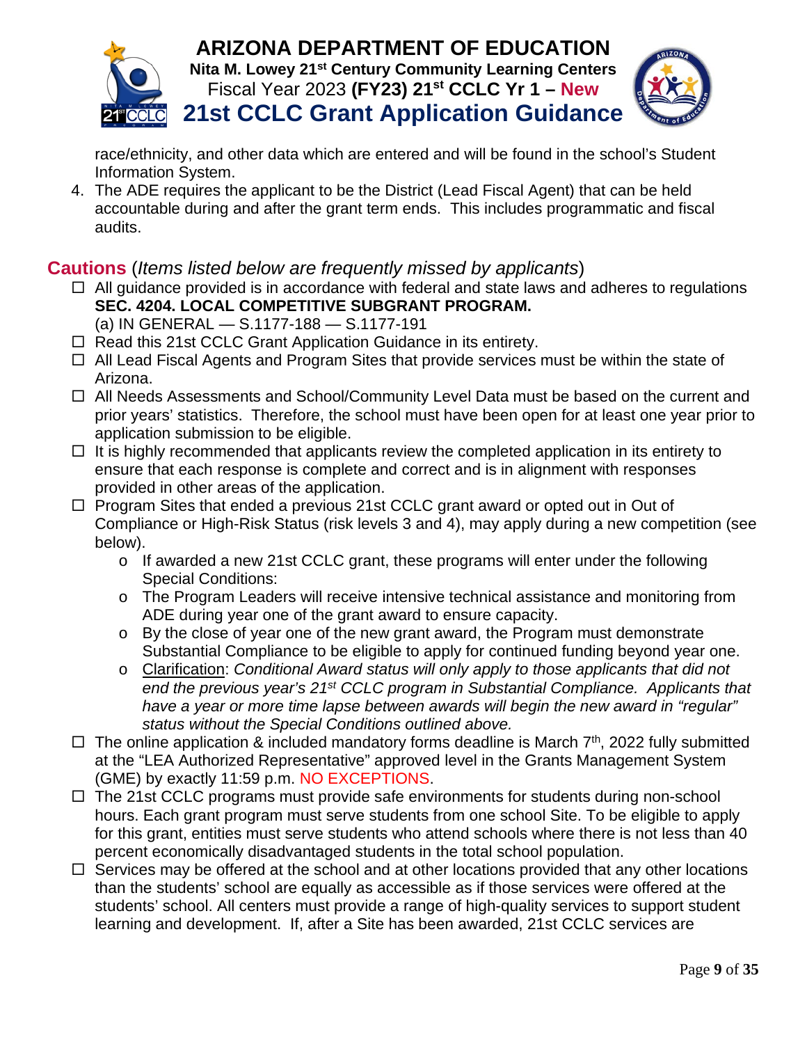race/ethnicity, and other data which are entered and will be found in the school's Student Information System.

4. The ADE requires the applicant to be the District (Lead Fiscal Agent) that can be held accountable during and after the grant term ends. This includes programmatic and fiscal audits.

## Cautions (*Items listed below are frequently missed by applicants*)

- ☐ All guidance provided is in accordance with federal and state laws and adheres to regulations **SEC. 4204. LOCAL COMPETITIVE SUBGRANT PROGRAM.** (a) IN GENERAL — S.1177-188 — S.1177-191
- ☐ Read this 21st CCLC Grant Application Guidance in its entirety.
- ☐ All Lead Fiscal Agents and Program Sites that provide services must be within the state of Arizona.
- ☐ All Needs Assessments and School/Community Level Data must be based on the current and prior years' statistics. Therefore, the school must have been open for at least one year prior to application submission to be eligible.
- ☐ It is highly recommended that applicants review the completed application in its entirety to ensure that each response is complete and correct and is in alignment with responses provided in other areas of the application.
- ☐ Program Sites that ended a previous 21st CCLC grant award or opted out in Out of Compliance or High-Risk Status (risk levels 3 and 4), may apply during a new competition (see below).
  - If awarded a new 21st CCLC grant, these programs will enter under the following Special Conditions:
  - The Program Leaders will receive intensive technical assistance and monitoring from ADE during year one of the grant award to ensure capacity.
  - By the close of year one of the new grant award, the Program must demonstrate Substantial Compliance to be eligible to apply for continued funding beyond year one.
  - Clarification: *Conditional Award status will only apply to those applicants that did not end the previous year's 21st CCLC program in Substantial Compliance. Applicants that have a year or more time lapse between awards will begin the new award in "regular" status without the Special Conditions outlined above.*
- ☐ The online application & included mandatory forms deadline is March 7th, 2022 fully submitted at the "LEA Authorized Representative" approved level in the Grants Management System (GME) by exactly 11:59 p.m. NO EXCEPTIONS.
- ☐ The 21st CCLC programs must provide safe environments for students during non-school hours. Each grant program must serve students from one school Site. To be eligible to apply for this grant, entities must serve students who attend schools where there is not less than 40 percent economically disadvantaged students in the total school population.
- ☐ Services may be offered at the school and at other locations provided that any other locations than the students' school are equally as accessible as if those services were offered at the students' school. All centers must provide a range of high-quality services to support student learning and development. If, after a Site has been awarded, 21st CCLC services are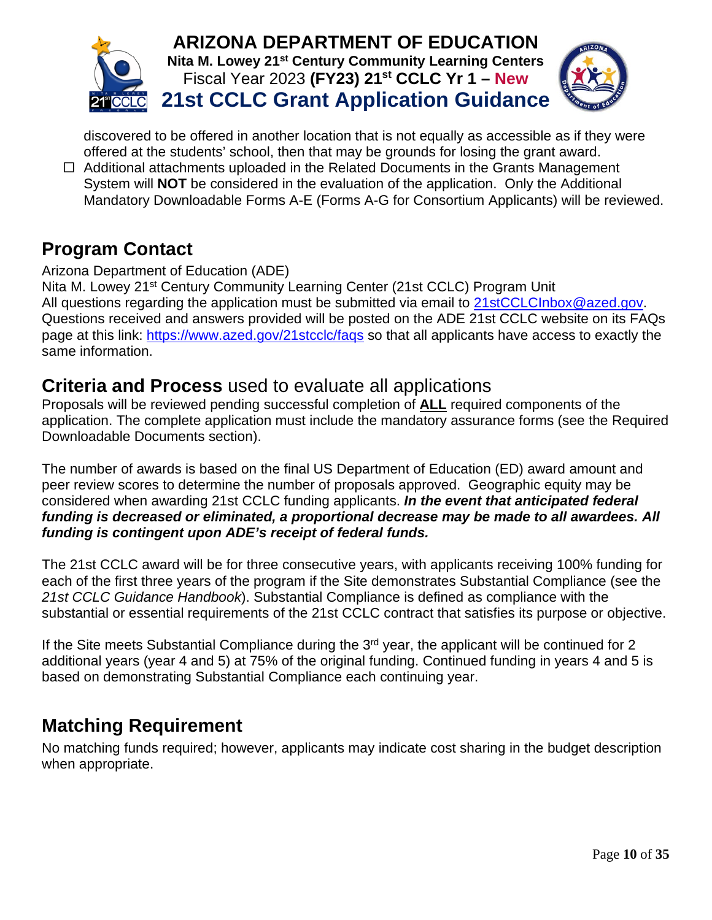discovered to be offered in another location that is not equally as accessible as if they were offered at the students' school, then that may be grounds for losing the grant award.

- ☐ Additional attachments uploaded in the Related Documents in the Grants Management System will **NOT** be considered in the evaluation of the application. Only the Additional Mandatory Downloadable Forms A-E (Forms A-G for Consortium Applicants) will be reviewed.

## Program Contact

Arizona Department of Education (ADE)
Nita M. Lowey 21st Century Community Learning Center (21st CCLC) Program Unit
All questions regarding the application must be submitted via email to 21stCCLCInbox@azed.gov. Questions received and answers provided will be posted on the ADE 21st CCLC website on its FAQs page at this link: https://www.azed.gov/21stcclc/faqs so that all applicants have access to exactly the same information.

## **Criteria and Process** used to evaluate all applications

Proposals will be reviewed pending successful completion of **ALL** required components of the application. The complete application must include the mandatory assurance forms (see the Required Downloadable Documents section).

The number of awards is based on the final US Department of Education (ED) award amount and peer review scores to determine the number of proposals approved. Geographic equity may be considered when awarding 21st CCLC funding applicants. ***In the event that anticipated federal funding is decreased or eliminated, a proportional decrease may be made to all awardees. All funding is contingent upon ADE's receipt of federal funds.***

The 21st CCLC award will be for three consecutive years, with applicants receiving 100% funding for each of the first three years of the program if the Site demonstrates Substantial Compliance (see the *21st CCLC Guidance Handbook*). Substantial Compliance is defined as compliance with the substantial or essential requirements of the 21st CCLC contract that satisfies its purpose or objective.

If the Site meets Substantial Compliance during the 3rd year, the applicant will be continued for 2 additional years (year 4 and 5) at 75% of the original funding. Continued funding in years 4 and 5 is based on demonstrating Substantial Compliance each continuing year.

## Matching Requirement

No matching funds required; however, applicants may indicate cost sharing in the budget description when appropriate.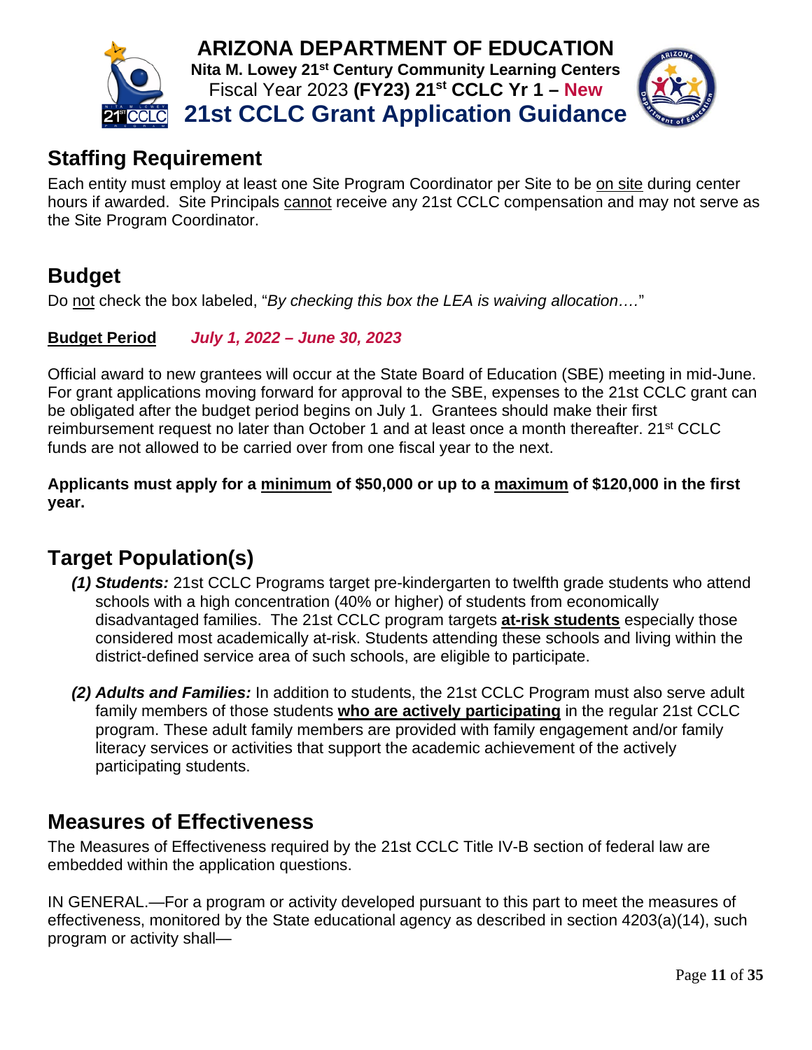## Staffing Requirement

Each entity must employ at least one Site Program Coordinator per Site to be on site during center hours if awarded. Site Principals cannot receive any 21st CCLC compensation and may not serve as the Site Program Coordinator.

## Budget

Do not check the box labeled, "*By checking this box the LEA is waiving allocation….*"

**Budget Period** ***July 1, 2022 – June 30, 2023***

Official award to new grantees will occur at the State Board of Education (SBE) meeting in mid-June. For grant applications moving forward for approval to the SBE, expenses to the 21st CCLC grant can be obligated after the budget period begins on July 1. Grantees should make their first reimbursement request no later than October 1 and at least once a month thereafter. 21st CCLC funds are not allowed to be carried over from one fiscal year to the next.

**Applicants must apply for a minimum of $50,000 or up to a maximum of $120,000 in the first year.**

## Target Population(s)

***(1) Students:*** 21st CCLC Programs target pre-kindergarten to twelfth grade students who attend schools with a high concentration (40% or higher) of students from economically disadvantaged families. The 21st CCLC program targets **at-risk students** especially those considered most academically at-risk. Students attending these schools and living within the district-defined service area of such schools, are eligible to participate.

***(2) Adults and Families:*** In addition to students, the 21st CCLC Program must also serve adult family members of those students **who are actively participating** in the regular 21st CCLC program. These adult family members are provided with family engagement and/or family literacy services or activities that support the academic achievement of the actively participating students.

## Measures of Effectiveness

The Measures of Effectiveness required by the 21st CCLC Title IV-B section of federal law are embedded within the application questions.

IN GENERAL.—For a program or activity developed pursuant to this part to meet the measures of effectiveness, monitored by the State educational agency as described in section 4203(a)(14), such program or activity shall—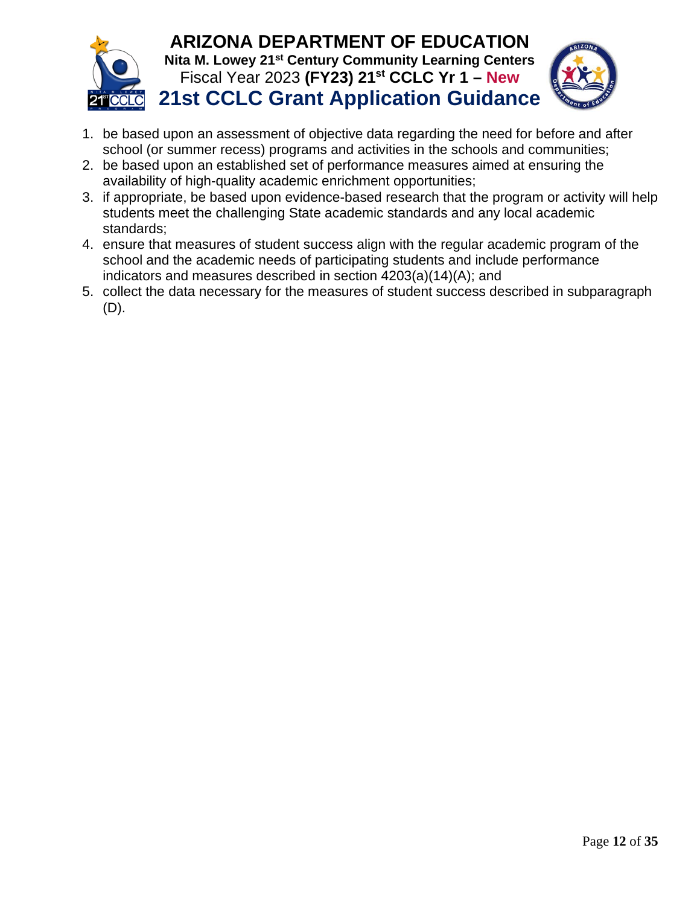1. be based upon an assessment of objective data regarding the need for before and after school (or summer recess) programs and activities in the schools and communities;
2. be based upon an established set of performance measures aimed at ensuring the availability of high-quality academic enrichment opportunities;
3. if appropriate, be based upon evidence-based research that the program or activity will help students meet the challenging State academic standards and any local academic standards;
4. ensure that measures of student success align with the regular academic program of the school and the academic needs of participating students and include performance indicators and measures described in section 4203(a)(14)(A); and
5. collect the data necessary for the measures of student success described in subparagraph (D).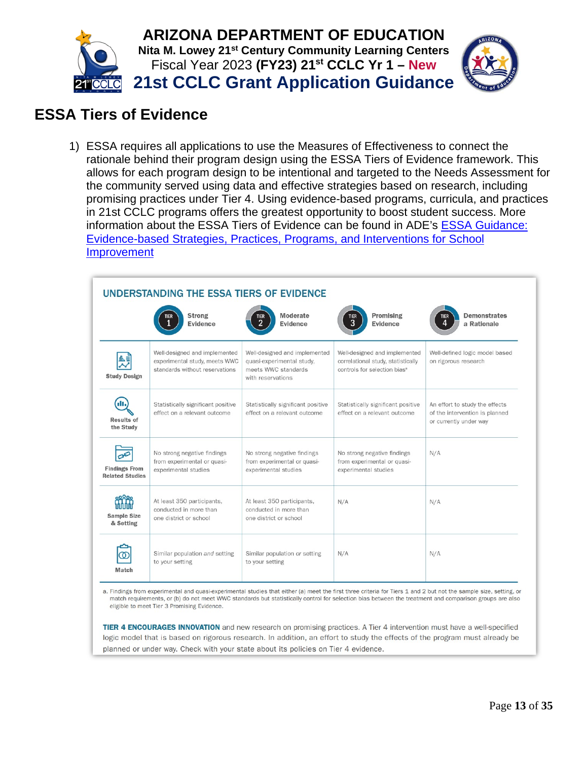## ESSA Tiers of Evidence

1) ESSA requires all applications to use the Measures of Effectiveness to connect the rationale behind their program design using the ESSA Tiers of Evidence framework. This allows for each program design to be intentional and targeted to the Needs Assessment for the community served using data and effective strategies based on research, including promising practices under Tier 4. Using evidence-based programs, curricula, and practices in 21st CCLC programs offers the greatest opportunity to boost student success. More information about the ESSA Tiers of Evidence can be found in ADE's [ESSA Guidance: Evidence-based Strategies, Practices, Programs, and Interventions for School Improvement]

### UNDERSTANDING THE ESSA TIERS OF EVIDENCE

| | Tier 1 Strong Evidence | Tier 2 Moderate Evidence | Tier 3 Promising Evidence | Tier 4 Demonstrates a Rationale |
|---|---|---|---|---|
| **Study Design** | Well-designed and implemented experimental study, meets WWC standards without reservations | Well-designed and implemented quasi-experimental study, meets WWC standards with reservations | Well-designed and implemented correlational study, statistically controls for selection bias[a] | Well-defined logic model based on rigorous research |
| **Results of the Study** | Statistically significant positive effect on a relevant outcome | Statistically significant positive effect on a relevant outcome | Statistically significant positive effect on a relevant outcome | An effort to study the effects of the intervention is planned or currently under way |
| **Findings From Related Studies** | No strong negative findings from experimental or quasi-experimental studies | No strong negative findings from experimental or quasi-experimental studies | No strong negative findings from experimental or quasi-experimental studies | N/A |
| **Sample Size & Setting** | At least 350 participants, conducted in more than one district or school | At least 350 participants, conducted in more than one district or school | N/A | N/A |
| **Match** | Similar population *and* setting to your setting | Similar population *or* setting to your setting | N/A | N/A |

a. Findings from experimental and quasi-experimental studies that either (a) meet the first three criteria for Tiers 1 and 2 but not the sample size, setting, or match requirements, or (b) do not meet WWC standards but statistically control for selection bias between the treatment and comparison groups are also eligible to meet Tier 3 Promising Evidence.

**TIER 4 ENCOURAGES INNOVATION** and new research on promising practices. A Tier 4 intervention must have a well-specified logic model that is based on rigorous research. In addition, an effort to study the effects of the program must already be planned or under way. Check with your state about its policies on Tier 4 evidence.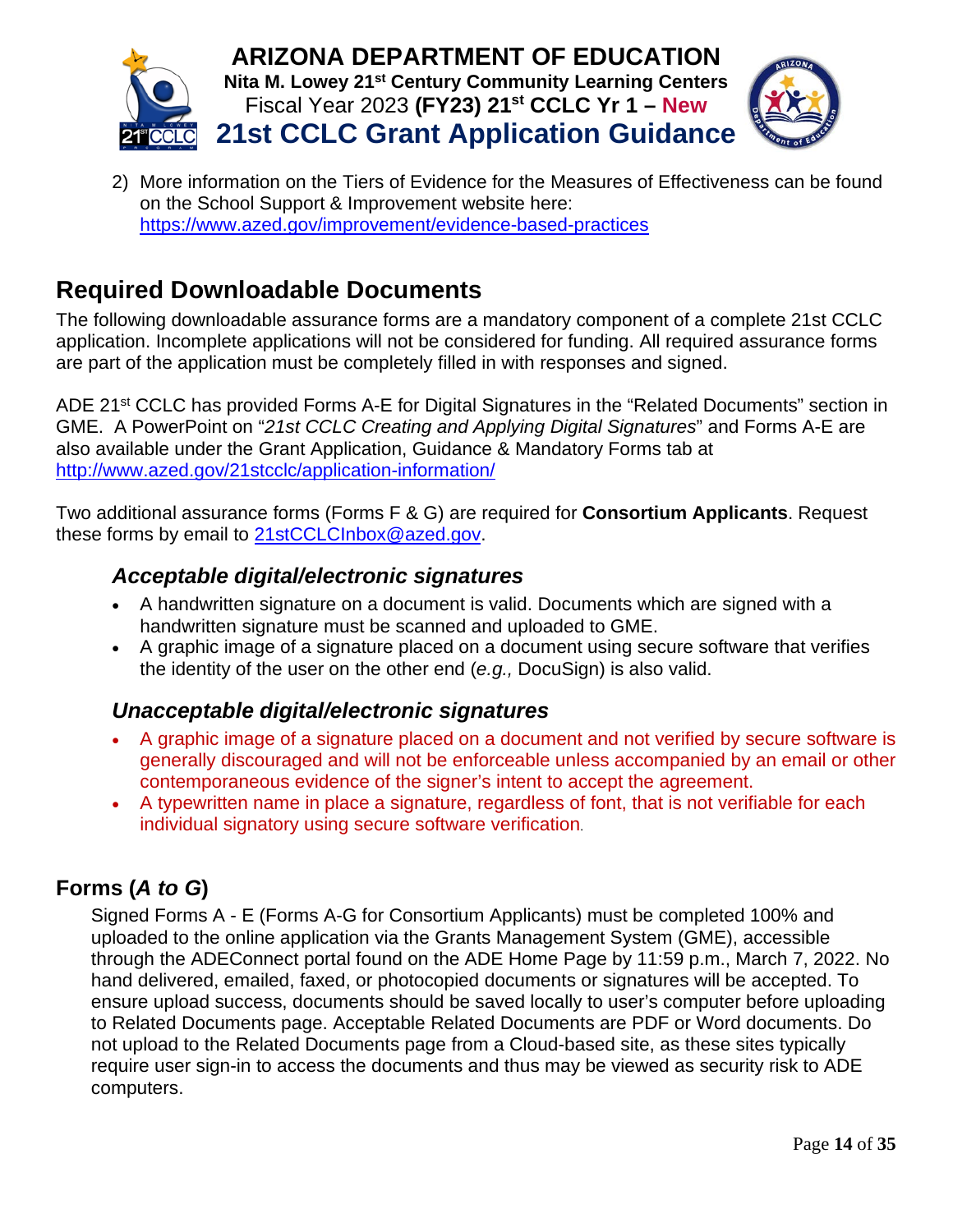2) More information on the Tiers of Evidence for the Measures of Effectiveness can be found on the School Support & Improvement website here: https://www.azed.gov/improvement/evidence-based-practices

## Required Downloadable Documents

The following downloadable assurance forms are a mandatory component of a complete 21st CCLC application. Incomplete applications will not be considered for funding. All required assurance forms are part of the application must be completely filled in with responses and signed.

ADE 21st CCLC has provided Forms A-E for Digital Signatures in the "Related Documents" section in GME. A PowerPoint on "*21st CCLC Creating and Applying Digital Signatures*" and Forms A-E are also available under the Grant Application, Guidance & Mandatory Forms tab at http://www.azed.gov/21stcclc/application-information/

Two additional assurance forms (Forms F & G) are required for **Consortium Applicants**. Request these forms by email to 21stCCLCInbox@azed.gov.

### *Acceptable digital/electronic signatures*

- A handwritten signature on a document is valid. Documents which are signed with a handwritten signature must be scanned and uploaded to GME.
- A graphic image of a signature placed on a document using secure software that verifies the identity of the user on the other end (*e.g.,* DocuSign) is also valid.

### *Unacceptable digital/electronic signatures*

- A graphic image of a signature placed on a document and not verified by secure software is generally discouraged and will not be enforceable unless accompanied by an email or other contemporaneous evidence of the signer's intent to accept the agreement.
- A typewritten name in place a signature, regardless of font, that is not verifiable for each individual signatory using secure software verification.

## Forms (*A to G*)

Signed Forms A - E (Forms A-G for Consortium Applicants) must be completed 100% and uploaded to the online application via the Grants Management System (GME), accessible through the ADEConnect portal found on the ADE Home Page by 11:59 p.m., March 7, 2022. No hand delivered, emailed, faxed, or photocopied documents or signatures will be accepted. To ensure upload success, documents should be saved locally to user's computer before uploading to Related Documents page. Acceptable Related Documents are PDF or Word documents. Do not upload to the Related Documents page from a Cloud-based site, as these sites typically require user sign-in to access the documents and thus may be viewed as security risk to ADE computers.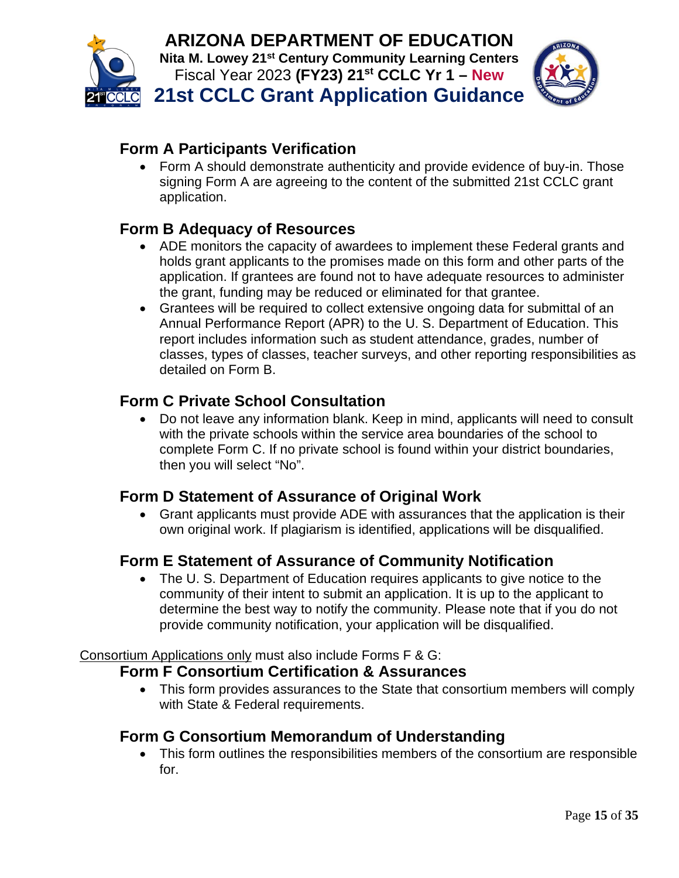## Form A Participants Verification

- Form A should demonstrate authenticity and provide evidence of buy-in. Those signing Form A are agreeing to the content of the submitted 21st CCLC grant application.

## Form B Adequacy of Resources

- ADE monitors the capacity of awardees to implement these Federal grants and holds grant applicants to the promises made on this form and other parts of the application. If grantees are found not to have adequate resources to administer the grant, funding may be reduced or eliminated for that grantee.
- Grantees will be required to collect extensive ongoing data for submittal of an Annual Performance Report (APR) to the U. S. Department of Education. This report includes information such as student attendance, grades, number of classes, types of classes, teacher surveys, and other reporting responsibilities as detailed on Form B.

## Form C Private School Consultation

- Do not leave any information blank. Keep in mind, applicants will need to consult with the private schools within the service area boundaries of the school to complete Form C. If no private school is found within your district boundaries, then you will select "No".

## Form D Statement of Assurance of Original Work

- Grant applicants must provide ADE with assurances that the application is their own original work. If plagiarism is identified, applications will be disqualified.

## Form E Statement of Assurance of Community Notification

- The U. S. Department of Education requires applicants to give notice to the community of their intent to submit an application. It is up to the applicant to determine the best way to notify the community. Please note that if you do not provide community notification, your application will be disqualified.

Consortium Applications only must also include Forms F & G:

## Form F Consortium Certification & Assurances

- This form provides assurances to the State that consortium members will comply with State & Federal requirements.

## Form G Consortium Memorandum of Understanding

- This form outlines the responsibilities members of the consortium are responsible for.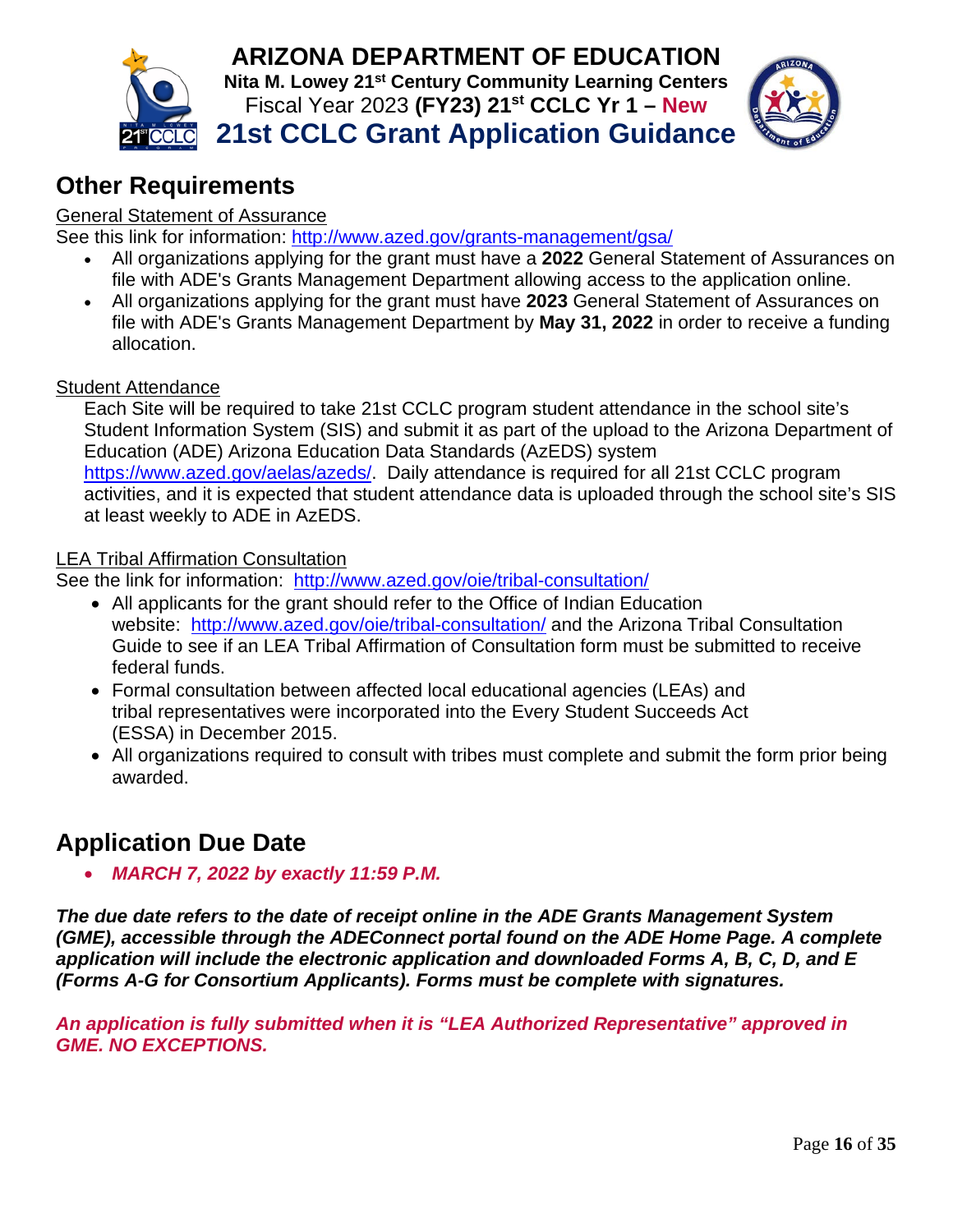## Other Requirements

General Statement of Assurance

See this link for information: [http://www.azed.gov/grants-management/gsa/](http://www.azed.gov/grants-management/gsa/)

- All organizations applying for the grant must have a **2022** General Statement of Assurances on file with ADE's Grants Management Department allowing access to the application online.
- All organizations applying for the grant must have **2023** General Statement of Assurances on file with ADE's Grants Management Department by **May 31, 2022** in order to receive a funding allocation.

Student Attendance

Each Site will be required to take 21st CCLC program student attendance in the school site's Student Information System (SIS) and submit it as part of the upload to the Arizona Department of Education (ADE) Arizona Education Data Standards (AzEDS) system [https://www.azed.gov/aelas/azeds/](https://www.azed.gov/aelas/azeds/). Daily attendance is required for all 21st CCLC program activities, and it is expected that student attendance data is uploaded through the school site's SIS at least weekly to ADE in AzEDS.

LEA Tribal Affirmation Consultation

See the link for information: [http://www.azed.gov/oie/tribal-consultation/](http://www.azed.gov/oie/tribal-consultation/)

- All applicants for the grant should refer to the Office of Indian Education website: [http://www.azed.gov/oie/tribal-consultation/](http://www.azed.gov/oie/tribal-consultation/) and the Arizona Tribal Consultation Guide to see if an LEA Tribal Affirmation of Consultation form must be submitted to receive federal funds.
- Formal consultation between affected local educational agencies (LEAs) and tribal representatives were incorporated into the Every Student Succeeds Act (ESSA) in December 2015.
- All organizations required to consult with tribes must complete and submit the form prior being awarded.

## Application Due Date

- ***MARCH 7, 2022 by exactly 11:59 P.M.***

***The due date refers to the date of receipt online in the ADE Grants Management System (GME), accessible through the ADEConnect portal found on the ADE Home Page. A complete application will include the electronic application and downloaded Forms A, B, C, D, and E (Forms A-G for Consortium Applicants). Forms must be complete with signatures.***

***An application is fully submitted when it is "LEA Authorized Representative" approved in GME. NO EXCEPTIONS.***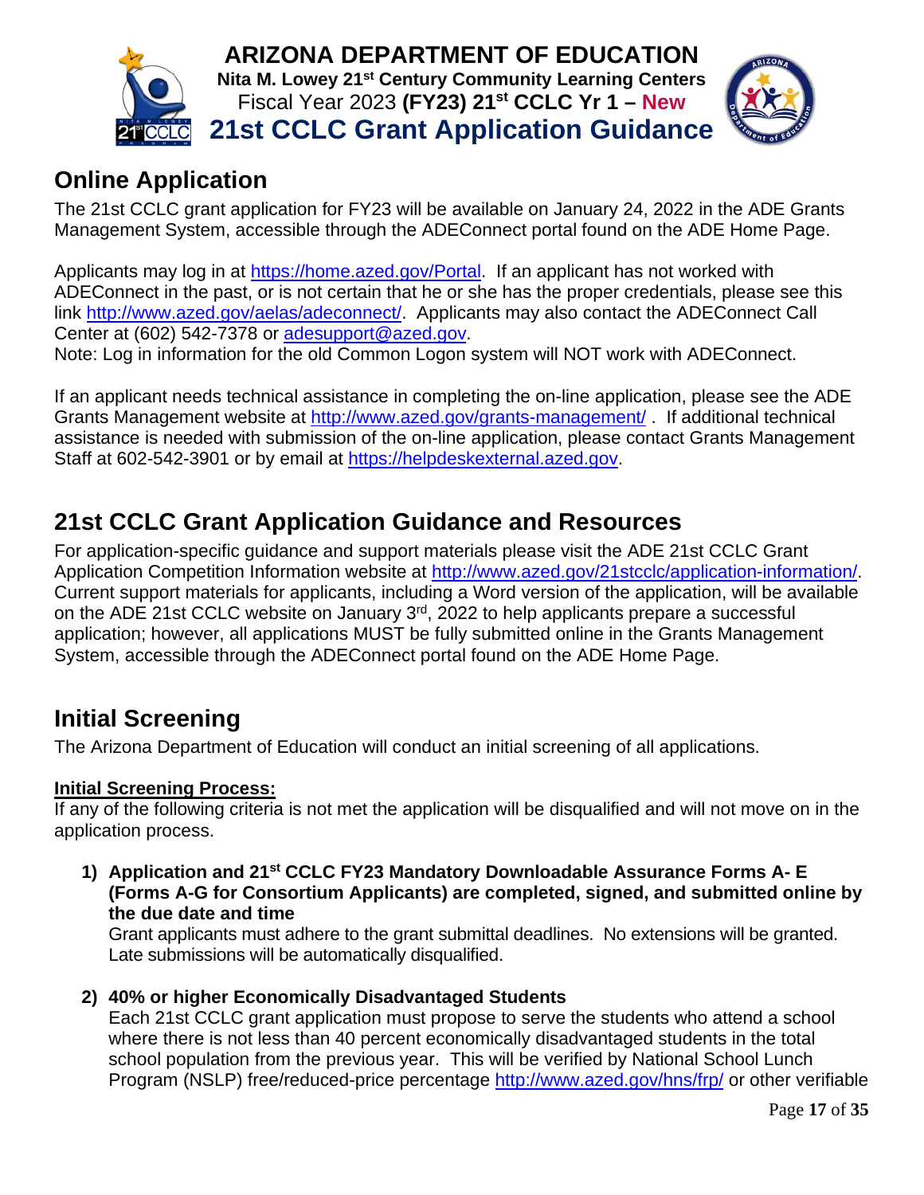## Online Application

The 21st CCLC grant application for FY23 will be available on January 24, 2022 in the ADE Grants Management System, accessible through the ADEConnect portal found on the ADE Home Page.

Applicants may log in at https://home.azed.gov/Portal. If an applicant has not worked with ADEConnect in the past, or is not certain that he or she has the proper credentials, please see this link http://www.azed.gov/aelas/adeconnect/. Applicants may also contact the ADEConnect Call Center at (602) 542-7378 or adesupport@azed.gov.
Note: Log in information for the old Common Logon system will NOT work with ADEConnect.

If an applicant needs technical assistance in completing the on-line application, please see the ADE Grants Management website at http://www.azed.gov/grants-management/ . If additional technical assistance is needed with submission of the on-line application, please contact Grants Management Staff at 602-542-3901 or by email at https://helpdeskexternal.azed.gov.

## 21st CCLC Grant Application Guidance and Resources

For application-specific guidance and support materials please visit the ADE 21st CCLC Grant Application Competition Information website at http://www.azed.gov/21stcclc/application-information/. Current support materials for applicants, including a Word version of the application, will be available on the ADE 21st CCLC website on January 3rd, 2022 to help applicants prepare a successful application; however, all applications MUST be fully submitted online in the Grants Management System, accessible through the ADEConnect portal found on the ADE Home Page.

## Initial Screening

The Arizona Department of Education will conduct an initial screening of all applications.

**Initial Screening Process:**

If any of the following criteria is not met the application will be disqualified and will not move on in the application process.

1) **Application and 21st CCLC FY23 Mandatory Downloadable Assurance Forms A- E (Forms A-G for Consortium Applicants) are completed, signed, and submitted online by the due date and time**
   Grant applicants must adhere to the grant submittal deadlines. No extensions will be granted. Late submissions will be automatically disqualified.

2) **40% or higher Economically Disadvantaged Students**
   Each 21st CCLC grant application must propose to serve the students who attend a school where there is not less than 40 percent economically disadvantaged students in the total school population from the previous year. This will be verified by National School Lunch Program (NSLP) free/reduced-price percentage http://www.azed.gov/hns/frp/ or other verifiable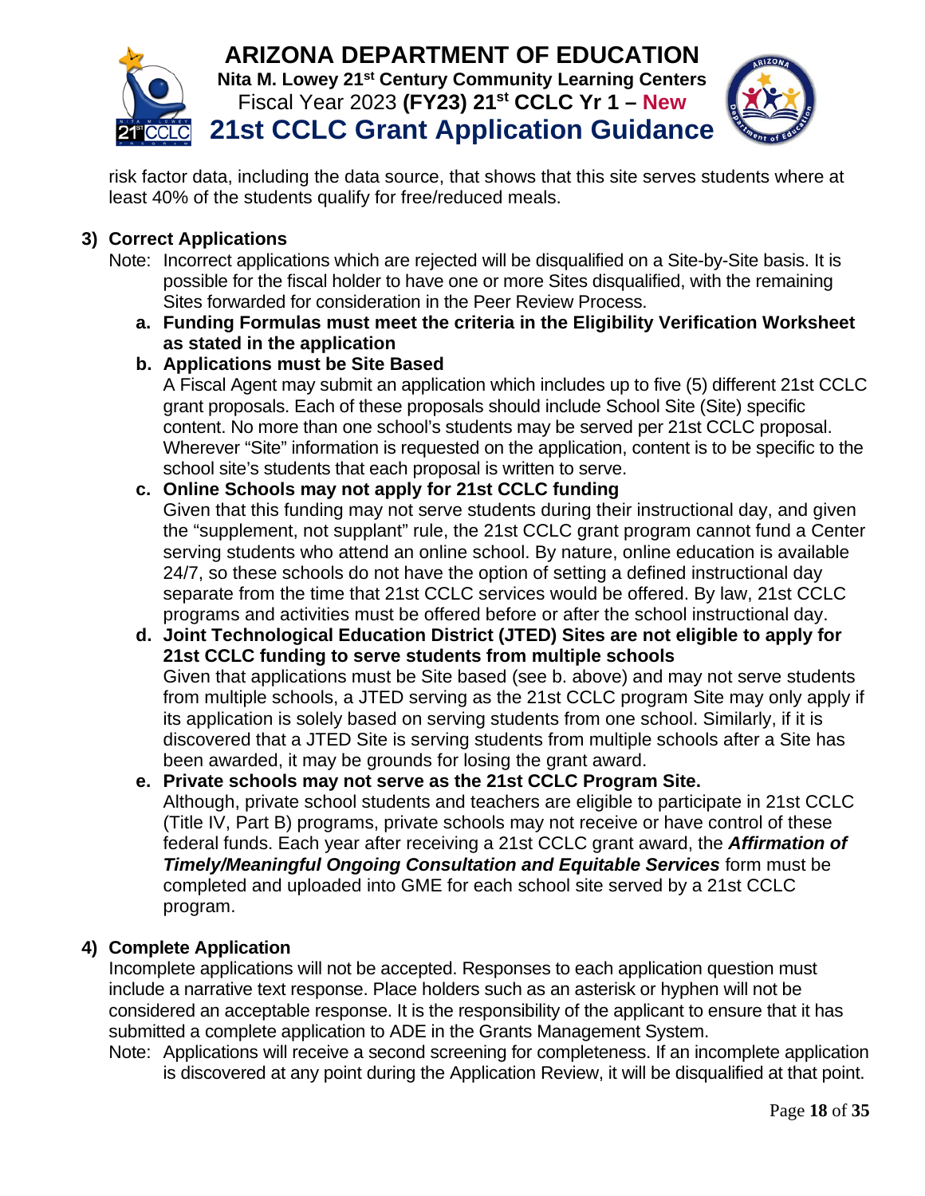risk factor data, including the data source, that shows that this site serves students where at least 40% of the students qualify for free/reduced meals.

**3) Correct Applications**

Note: Incorrect applications which are rejected will be disqualified on a Site-by-Site basis. It is possible for the fiscal holder to have one or more Sites disqualified, with the remaining Sites forwarded for consideration in the Peer Review Process.

a. **Funding Formulas must meet the criteria in the Eligibility Verification Worksheet as stated in the application**

b. **Applications must be Site Based**
A Fiscal Agent may submit an application which includes up to five (5) different 21st CCLC grant proposals. Each of these proposals should include School Site (Site) specific content. No more than one school's students may be served per 21st CCLC proposal. Wherever "Site" information is requested on the application, content is to be specific to the school site's students that each proposal is written to serve.

c. **Online Schools may not apply for 21st CCLC funding**
Given that this funding may not serve students during their instructional day, and given the "supplement, not supplant" rule, the 21st CCLC grant program cannot fund a Center serving students who attend an online school. By nature, online education is available 24/7, so these schools do not have the option of setting a defined instructional day separate from the time that 21st CCLC services would be offered. By law, 21st CCLC programs and activities must be offered before or after the school instructional day.

d. **Joint Technological Education District (JTED) Sites are not eligible to apply for 21st CCLC funding to serve students from multiple schools**
Given that applications must be Site based (see b. above) and may not serve students from multiple schools, a JTED serving as the 21st CCLC program Site may only apply if its application is solely based on serving students from one school. Similarly, if it is discovered that a JTED Site is serving students from multiple schools after a Site has been awarded, it may be grounds for losing the grant award.

e. **Private schools may not serve as the 21st CCLC Program Site.**
Although, private school students and teachers are eligible to participate in 21st CCLC (Title IV, Part B) programs, private schools may not receive or have control of these federal funds. Each year after receiving a 21st CCLC grant award, the ***Affirmation of Timely/Meaningful Ongoing Consultation and Equitable Services*** form must be completed and uploaded into GME for each school site served by a 21st CCLC program.

**4) Complete Application**

Incomplete applications will not be accepted. Responses to each application question must include a narrative text response. Place holders such as an asterisk or hyphen will not be considered an acceptable response. It is the responsibility of the applicant to ensure that it has submitted a complete application to ADE in the Grants Management System.

Note: Applications will receive a second screening for completeness. If an incomplete application is discovered at any point during the Application Review, it will be disqualified at that point.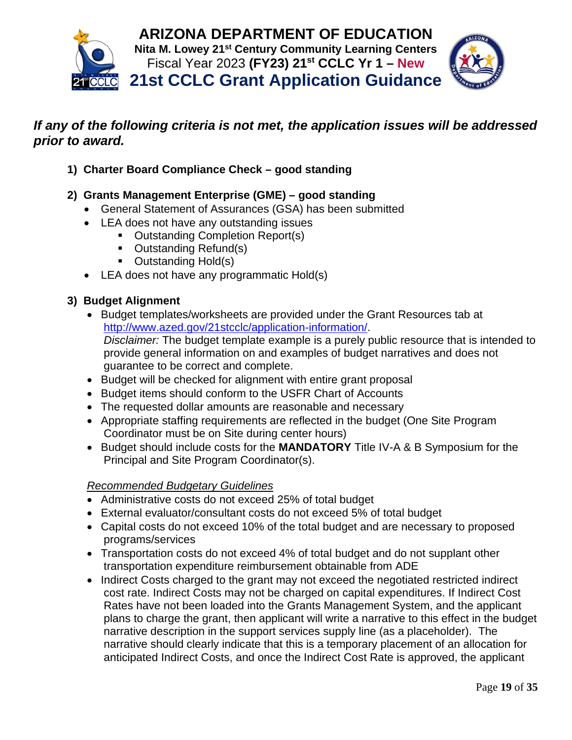*If any of the following criteria is not met, the application issues will be addressed prior to award.*

1) **Charter Board Compliance Check – good standing**

2) **Grants Management Enterprise (GME) – good standing**
   - General Statement of Assurances (GSA) has been submitted
   - LEA does not have any outstanding issues
     - Outstanding Completion Report(s)
     - Outstanding Refund(s)
     - Outstanding Hold(s)
   - LEA does not have any programmatic Hold(s)

3) **Budget Alignment**
   - Budget templates/worksheets are provided under the Grant Resources tab at http://www.azed.gov/21stcclc/application-information/.
     *Disclaimer:* The budget template example is a purely public resource that is intended to provide general information on and examples of budget narratives and does not guarantee to be correct and complete.
   - Budget will be checked for alignment with entire grant proposal
   - Budget items should conform to the USFR Chart of Accounts
   - The requested dollar amounts are reasonable and necessary
   - Appropriate staffing requirements are reflected in the budget (One Site Program Coordinator must be on Site during center hours)
   - Budget should include costs for the **MANDATORY** Title IV-A & B Symposium for the Principal and Site Program Coordinator(s).

   <u>*Recommended Budgetary Guidelines*</u>
   - Administrative costs do not exceed 25% of total budget
   - External evaluator/consultant costs do not exceed 5% of total budget
   - Capital costs do not exceed 10% of the total budget and are necessary to proposed programs/services
   - Transportation costs do not exceed 4% of total budget and do not supplant other transportation expenditure reimbursement obtainable from ADE
   - Indirect Costs charged to the grant may not exceed the negotiated restricted indirect cost rate. Indirect Costs may not be charged on capital expenditures. If Indirect Cost Rates have not been loaded into the Grants Management System, and the applicant plans to charge the grant, then applicant will write a narrative to this effect in the budget narrative description in the support services supply line (as a placeholder). The narrative should clearly indicate that this is a temporary placement of an allocation for anticipated Indirect Costs, and once the Indirect Cost Rate is approved, the applicant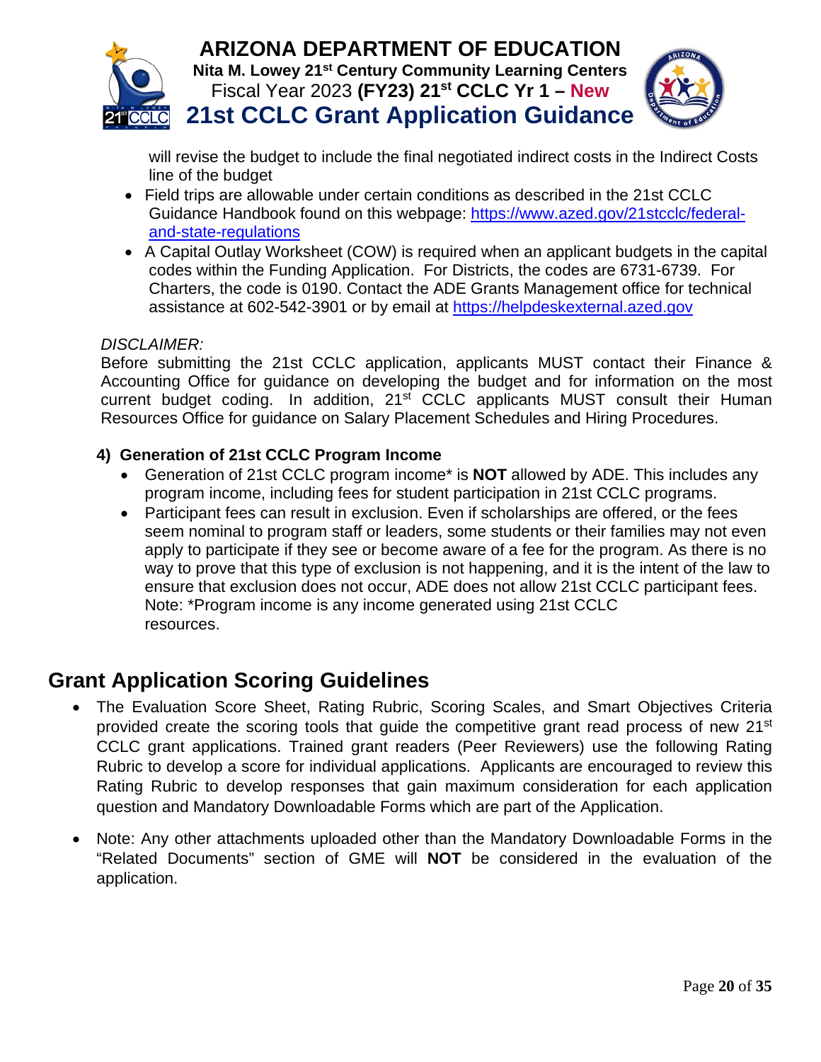will revise the budget to include the final negotiated indirect costs in the Indirect Costs line of the budget

- Field trips are allowable under certain conditions as described in the 21st CCLC Guidance Handbook found on this webpage: https://www.azed.gov/21stcclc/federal-and-state-regulations
- A Capital Outlay Worksheet (COW) is required when an applicant budgets in the capital codes within the Funding Application. For Districts, the codes are 6731-6739. For Charters, the code is 0190. Contact the ADE Grants Management office for technical assistance at 602-542-3901 or by email at https://helpdeskexternal.azed.gov

*DISCLAIMER:*
Before submitting the 21st CCLC application, applicants MUST contact their Finance & Accounting Office for guidance on developing the budget and for information on the most current budget coding. In addition, 21st CCLC applicants MUST consult their Human Resources Office for guidance on Salary Placement Schedules and Hiring Procedures.

**4) Generation of 21st CCLC Program Income**

- Generation of 21st CCLC program income* is **NOT** allowed by ADE. This includes any program income, including fees for student participation in 21st CCLC programs.
- Participant fees can result in exclusion. Even if scholarships are offered, or the fees seem nominal to program staff or leaders, some students or their families may not even apply to participate if they see or become aware of a fee for the program. As there is no way to prove that this type of exclusion is not happening, and it is the intent of the law to ensure that exclusion does not occur, ADE does not allow 21st CCLC participant fees. Note: *Program income is any income generated using 21st CCLC resources.

## Grant Application Scoring Guidelines

- The Evaluation Score Sheet, Rating Rubric, Scoring Scales, and Smart Objectives Criteria provided create the scoring tools that guide the competitive grant read process of new 21st CCLC grant applications. Trained grant readers (Peer Reviewers) use the following Rating Rubric to develop a score for individual applications. Applicants are encouraged to review this Rating Rubric to develop responses that gain maximum consideration for each application question and Mandatory Downloadable Forms which are part of the Application.

- Note: Any other attachments uploaded other than the Mandatory Downloadable Forms in the "Related Documents" section of GME will **NOT** be considered in the evaluation of the application.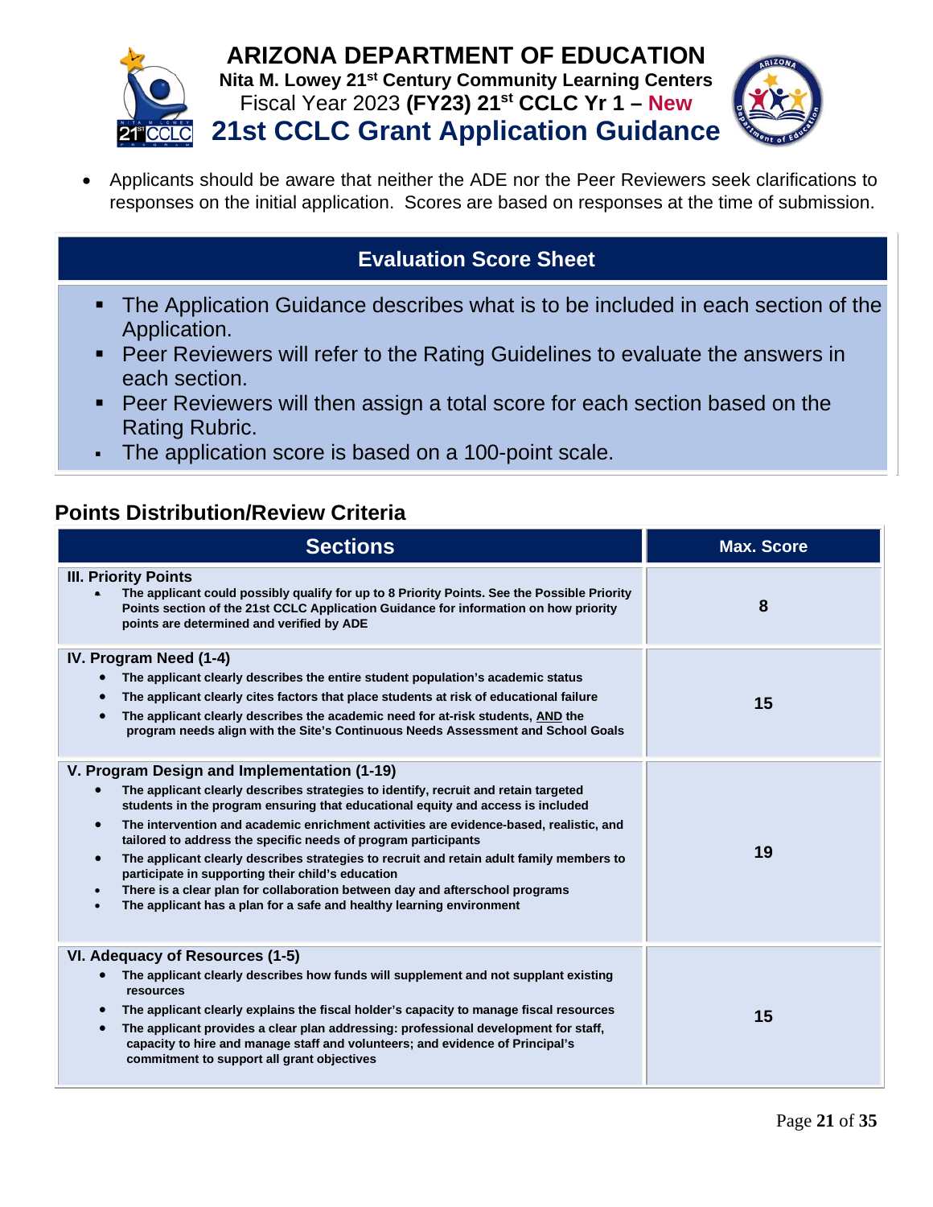- Applicants should be aware that neither the ADE nor the Peer Reviewers seek clarifications to responses on the initial application. Scores are based on responses at the time of submission.

## Evaluation Score Sheet

- The Application Guidance describes what is to be included in each section of the Application.
- Peer Reviewers will refer to the Rating Guidelines to evaluate the answers in each section.
- Peer Reviewers will then assign a total score for each section based on the Rating Rubric.
- The application score is based on a 100-point scale.

## Points Distribution/Review Criteria

| Sections | Max. Score |
|---|---|
| **III. Priority Points**<br>• **The applicant could possibly qualify for up to 8 Priority Points. See the Possible Priority Points section of the 21st CCLC Application Guidance for information on how priority points are determined and verified by ADE** | 8 |
| **IV. Program Need (1-4)**<br>• **The applicant clearly describes the entire student population's academic status**<br>• **The applicant clearly cites factors that place students at risk of educational failure**<br>• **The applicant clearly describes the academic need for at-risk students, AND the program needs align with the Site's Continuous Needs Assessment and School Goals** | 15 |
| **V. Program Design and Implementation (1-19)**<br>• **The applicant clearly describes strategies to identify, recruit and retain targeted students in the program ensuring that educational equity and access is included**<br>• **The intervention and academic enrichment activities are evidence-based, realistic, and tailored to address the specific needs of program participants**<br>• **The applicant clearly describes strategies to recruit and retain adult family members to participate in supporting their child's education**<br>• **There is a clear plan for collaboration between day and afterschool programs**<br>• **The applicant has a plan for a safe and healthy learning environment** | 19 |
| **VI. Adequacy of Resources (1-5)**<br>• **The applicant clearly describes how funds will supplement and not supplant existing resources**<br>• **The applicant clearly explains the fiscal holder's capacity to manage fiscal resources**<br>• **The applicant provides a clear plan addressing: professional development for staff, capacity to hire and manage staff and volunteers; and evidence of Principal's commitment to support all grant objectives** | 15 |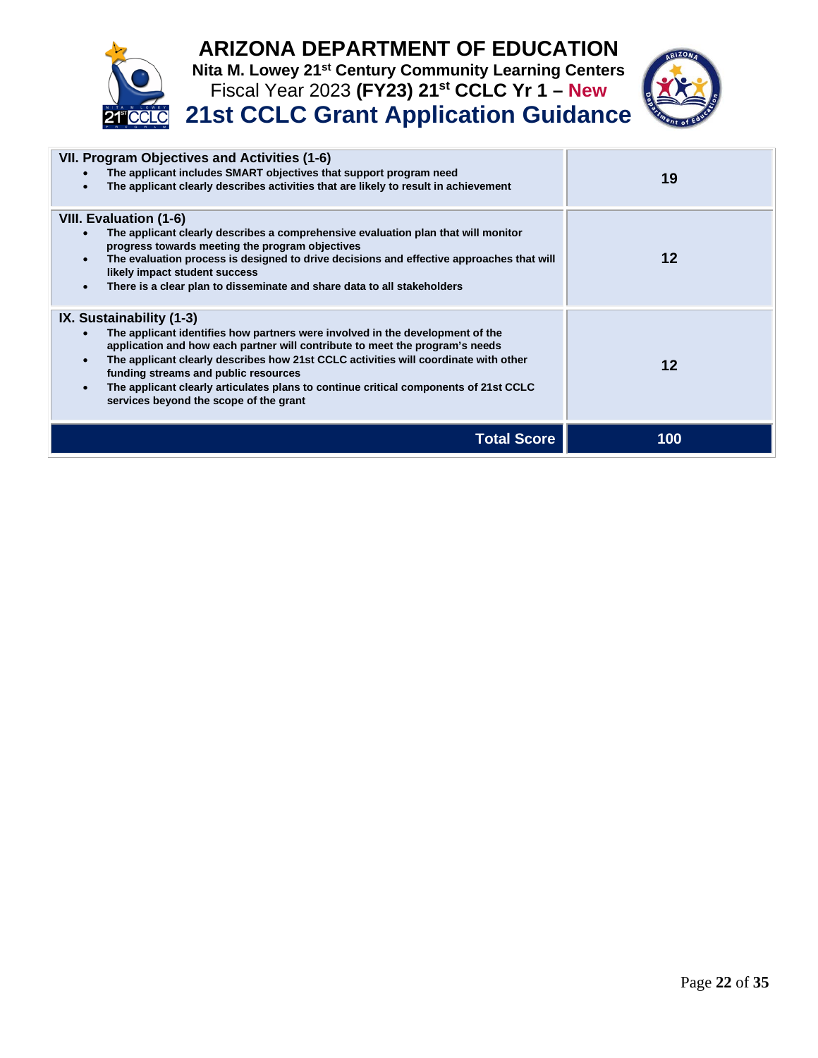| | |
|---|---|
| **VII. Program Objectives and Activities (1-6)**<br>• **The applicant includes SMART objectives that support program need**<br>• **The applicant clearly describes activities that are likely to result in achievement** | **19** |
| **VIII. Evaluation (1-6)**<br>• **The applicant clearly describes a comprehensive evaluation plan that will monitor progress towards meeting the program objectives**<br>• **The evaluation process is designed to drive decisions and effective approaches that will likely impact student success**<br>• **There is a clear plan to disseminate and share data to all stakeholders** | **12** |
| **IX. Sustainability (1-3)**<br>• **The applicant identifies how partners were involved in the development of the application and how each partner will contribute to meet the program's needs**<br>• **The applicant clearly describes how 21st CCLC activities will coordinate with other funding streams and public resources**<br>• **The applicant clearly articulates plans to continue critical components of 21st CCLC services beyond the scope of the grant** | **12** |
| **Total Score** | **100** |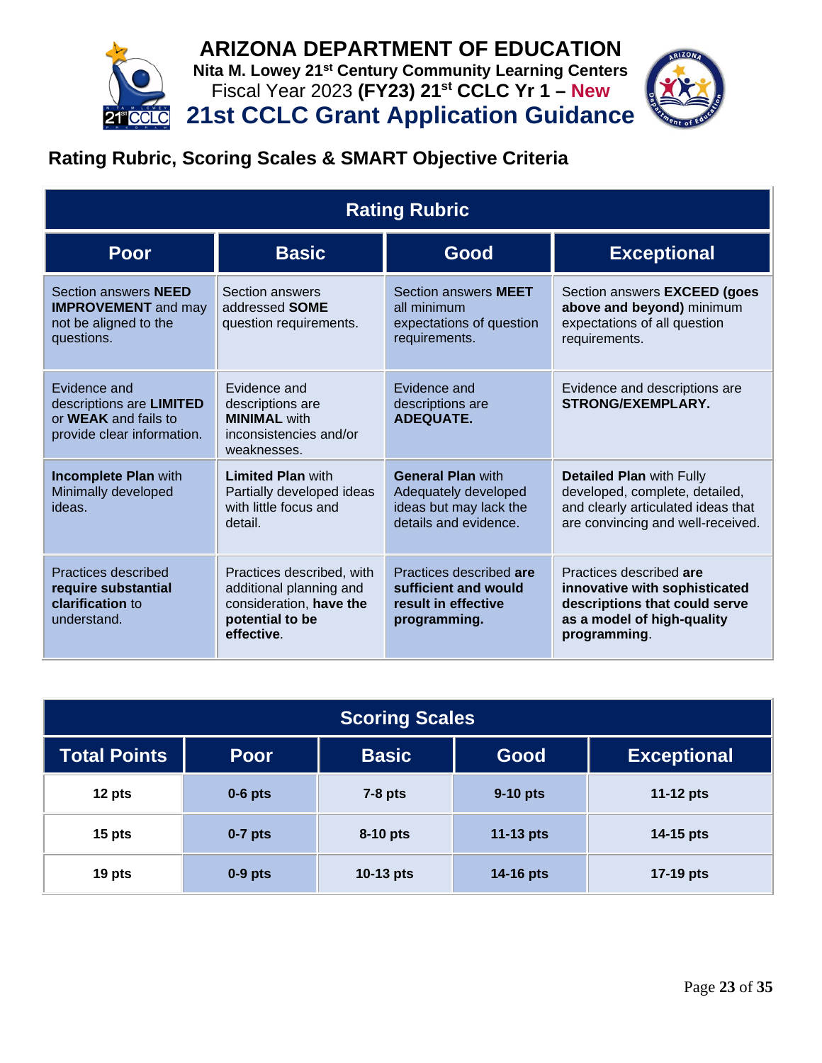# ARIZONA DEPARTMENT OF EDUCATION

**Nita M. Lowey 21st Century Community Learning Centers**

Fiscal Year 2023 **(FY23) 21st CCLC Yr 1 – New**

# 21st CCLC Grant Application Guidance

## Rating Rubric, Scoring Scales & SMART Objective Criteria

| Rating Rubric | | | |
|---|---|---|---|
| **Poor** | **Basic** | **Good** | **Exceptional** |
| Section answers **NEED IMPROVEMENT** and may not be aligned to the questions. | Section answers addressed **SOME** question requirements. | Section answers **MEET** all minimum expectations of question requirements. | Section answers **EXCEED (goes above and beyond)** minimum expectations of all question requirements. |
| Evidence and descriptions are **LIMITED** or **WEAK** and fails to provide clear information. | Evidence and descriptions are **MINIMAL** with inconsistencies and/or weaknesses. | Evidence and descriptions are **ADEQUATE.** | Evidence and descriptions are **STRONG/EXEMPLARY.** |
| **Incomplete Plan** with Minimally developed ideas. | **Limited Plan** with Partially developed ideas with little focus and detail. | **General Plan** with Adequately developed ideas but may lack the details and evidence. | **Detailed Plan** with Fully developed, complete, detailed, and clearly articulated ideas that are convincing and well-received. |
| Practices described **require substantial clarification** to understand. | Practices described, with additional planning and consideration, **have the potential to be effective**. | Practices described **are sufficient and would result in effective programming.** | Practices described **are innovative with sophisticated descriptions that could serve as a model of high-quality programming**. |

| Scoring Scales | | | | |
|---|---|---|---|---|
| **Total Points** | **Poor** | **Basic** | **Good** | **Exceptional** |
| **12 pts** | **0-6 pts** | **7-8 pts** | **9-10 pts** | **11-12 pts** |
| **15 pts** | **0-7 pts** | **8-10 pts** | **11-13 pts** | **14-15 pts** |
| **19 pts** | **0-9 pts** | **10-13 pts** | **14-16 pts** | **17-19 pts** |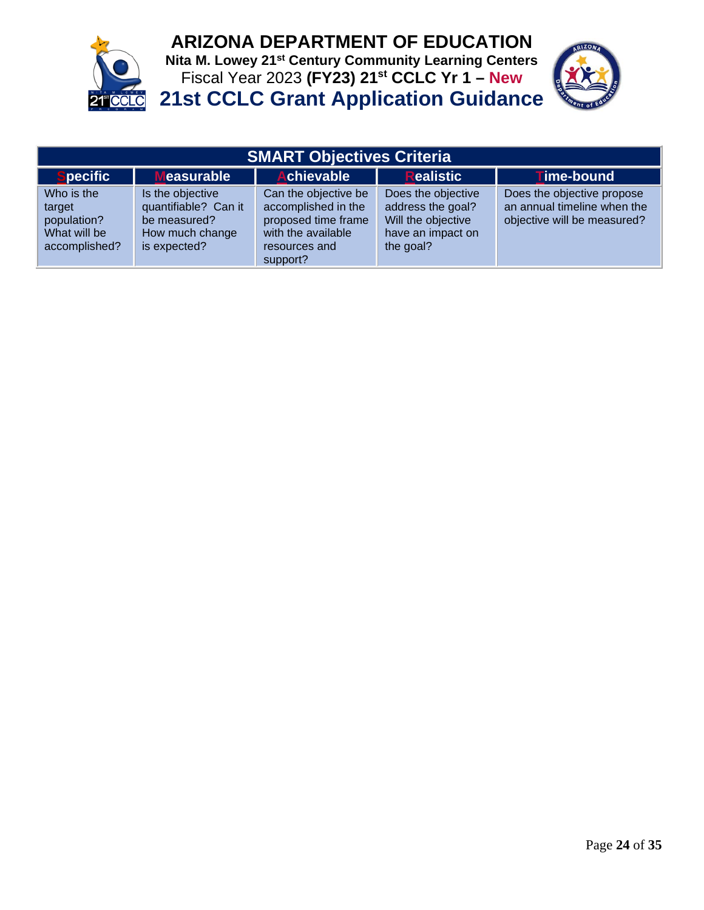| SMART Objectives Criteria | | | | |
|---|---|---|---|---|
| **Specific** | **Measurable** | **Achievable** | **Realistic** | **Time-bound** |
| Who is the target population? What will be accomplished? | Is the objective quantifiable? Can it be measured? How much change is expected? | Can the objective be accomplished in the proposed time frame with the available resources and support? | Does the objective address the goal? Will the objective have an impact on the goal? | Does the objective propose an annual timeline when the objective will be measured? |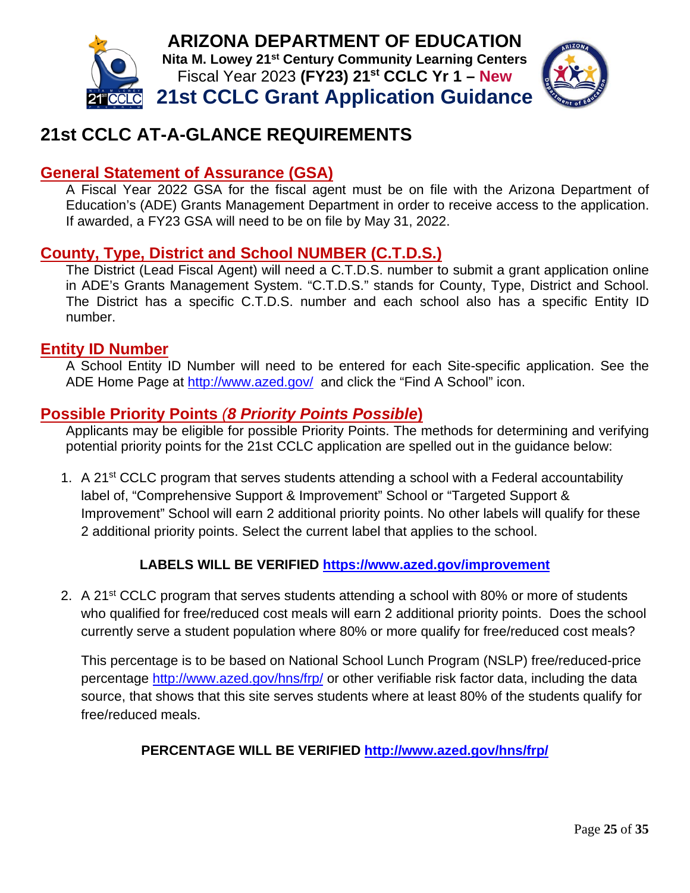# 21st CCLC AT-A-GLANCE REQUIREMENTS

## General Statement of Assurance (GSA)

A Fiscal Year 2022 GSA for the fiscal agent must be on file with the Arizona Department of Education's (ADE) Grants Management Department in order to receive access to the application. If awarded, a FY23 GSA will need to be on file by May 31, 2022.

## County, Type, District and School NUMBER (C.T.D.S.)

The District (Lead Fiscal Agent) will need a C.T.D.S. number to submit a grant application online in ADE's Grants Management System. "C.T.D.S." stands for County, Type, District and School. The District has a specific C.T.D.S. number and each school also has a specific Entity ID number.

## Entity ID Number

A School Entity ID Number will need to be entered for each Site-specific application. See the ADE Home Page at http://www.azed.gov/ and click the "Find A School" icon.

## Possible Priority Points *(8 Priority Points Possible)*

Applicants may be eligible for possible Priority Points. The methods for determining and verifying potential priority points for the 21st CCLC application are spelled out in the guidance below:

1. A 21st CCLC program that serves students attending a school with a Federal accountability label of, "Comprehensive Support & Improvement" School or "Targeted Support & Improvement" School will earn 2 additional priority points. No other labels will qualify for these 2 additional priority points. Select the current label that applies to the school.

   **LABELS WILL BE VERIFIED https://www.azed.gov/improvement**

2. A 21st CCLC program that serves students attending a school with 80% or more of students who qualified for free/reduced cost meals will earn 2 additional priority points. Does the school currently serve a student population where 80% or more qualify for free/reduced cost meals?

   This percentage is to be based on National School Lunch Program (NSLP) free/reduced-price percentage http://www.azed.gov/hns/frp/ or other verifiable risk factor data, including the data source, that shows that this site serves students where at least 80% of the students qualify for free/reduced meals.

   **PERCENTAGE WILL BE VERIFIED http://www.azed.gov/hns/frp/**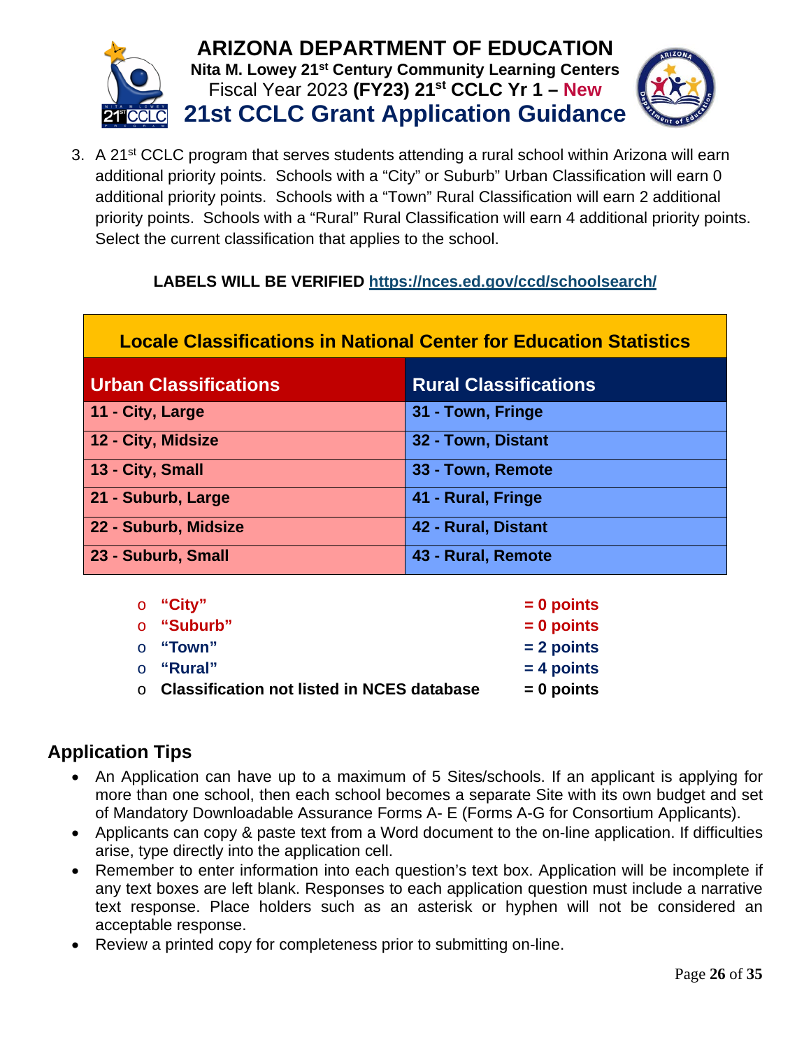3. A 21st CCLC program that serves students attending a rural school within Arizona will earn additional priority points. Schools with a "City" or Suburb" Urban Classification will earn 0 additional priority points. Schools with a "Town" Rural Classification will earn 2 additional priority points. Schools with a "Rural" Rural Classification will earn 4 additional priority points. Select the current classification that applies to the school.

**LABELS WILL BE VERIFIED https://nces.ed.gov/ccd/schoolsearch/**

| **Locale Classifications in National Center for Education Statistics** | |
|---|---|
| **Urban Classifications** | **Rural Classifications** |
| **11 - City, Large** | **31 - Town, Fringe** |
| **12 - City, Midsize** | **32 - Town, Distant** |
| **13 - City, Small** | **33 - Town, Remote** |
| **21 - Suburb, Large** | **41 - Rural, Fringe** |
| **22 - Suburb, Midsize** | **42 - Rural, Distant** |
| **23 - Suburb, Small** | **43 - Rural, Remote** |

- **"City"** **= 0 points**
- **"Suburb"** **= 0 points**
- **"Town"** **= 2 points**
- **"Rural"** **= 4 points**
- **Classification not listed in NCES database** **= 0 points**

## Application Tips

- An Application can have up to a maximum of 5 Sites/schools. If an applicant is applying for more than one school, then each school becomes a separate Site with its own budget and set of Mandatory Downloadable Assurance Forms A- E (Forms A-G for Consortium Applicants).
- Applicants can copy & paste text from a Word document to the on-line application. If difficulties arise, type directly into the application cell.
- Remember to enter information into each question's text box. Application will be incomplete if any text boxes are left blank. Responses to each application question must include a narrative text response. Place holders such as an asterisk or hyphen will not be considered an acceptable response.
- Review a printed copy for completeness prior to submitting on-line.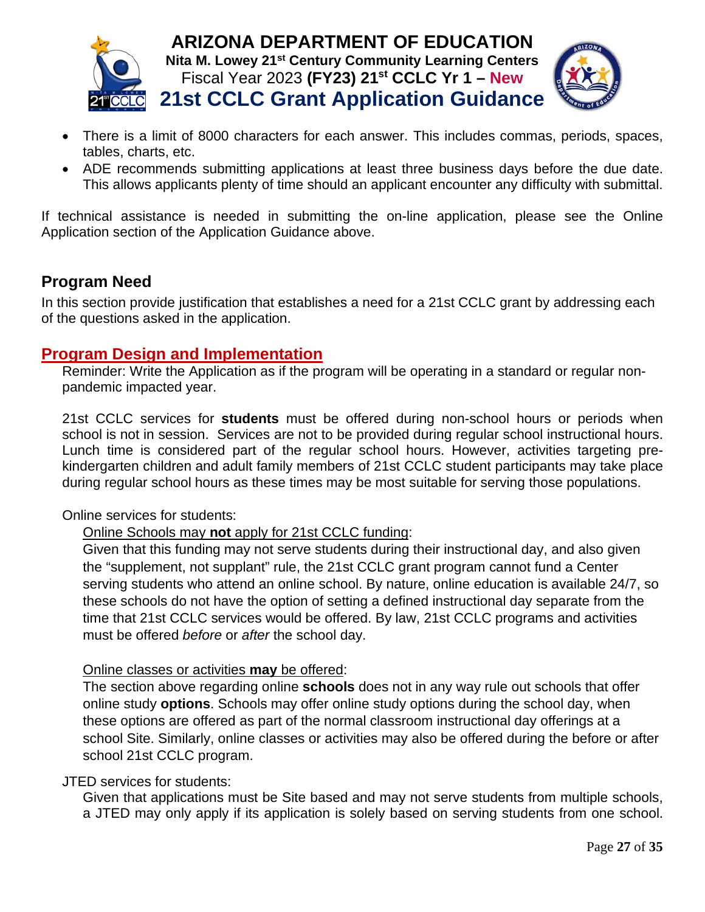- There is a limit of 8000 characters for each answer. This includes commas, periods, spaces, tables, charts, etc.
- ADE recommends submitting applications at least three business days before the due date. This allows applicants plenty of time should an applicant encounter any difficulty with submittal.

If technical assistance is needed in submitting the on-line application, please see the Online Application section of the Application Guidance above.

## Program Need

In this section provide justification that establishes a need for a 21st CCLC grant by addressing each of the questions asked in the application.

## Program Design and Implementation

Reminder: Write the Application as if the program will be operating in a standard or regular non-pandemic impacted year.

21st CCLC services for **students** must be offered during non-school hours or periods when school is not in session. Services are not to be provided during regular school instructional hours. Lunch time is considered part of the regular school hours. However, activities targeting pre-kindergarten children and adult family members of 21st CCLC student participants may take place during regular school hours as these times may be most suitable for serving those populations.

Online services for students:

Online Schools may **not** apply for 21st CCLC funding:

Given that this funding may not serve students during their instructional day, and also given the "supplement, not supplant" rule, the 21st CCLC grant program cannot fund a Center serving students who attend an online school. By nature, online education is available 24/7, so these schools do not have the option of setting a defined instructional day separate from the time that 21st CCLC services would be offered. By law, 21st CCLC programs and activities must be offered *before* or *after* the school day.

Online classes or activities **may** be offered:

The section above regarding online **schools** does not in any way rule out schools that offer online study **options**. Schools may offer online study options during the school day, when these options are offered as part of the normal classroom instructional day offerings at a school Site. Similarly, online classes or activities may also be offered during the before or after school 21st CCLC program.

JTED services for students:

Given that applications must be Site based and may not serve students from multiple schools, a JTED may only apply if its application is solely based on serving students from one school.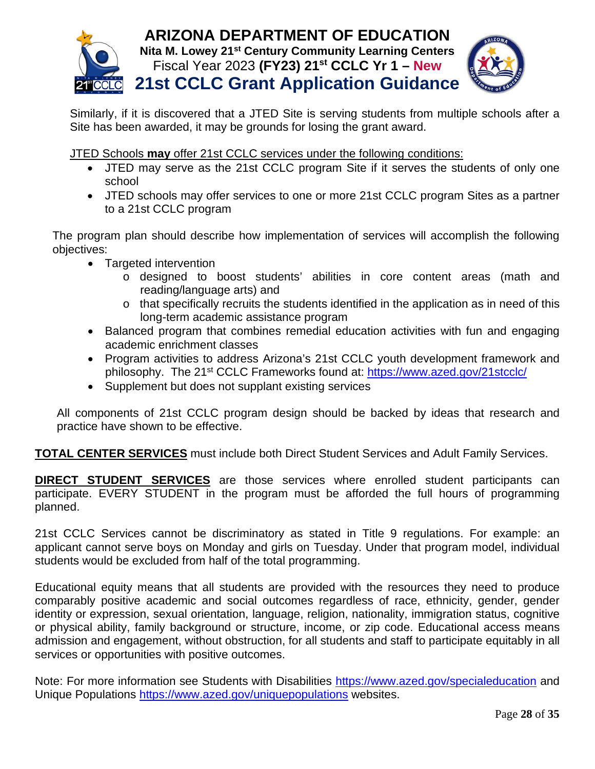Similarly, if it is discovered that a JTED Site is serving students from multiple schools after a Site has been awarded, it may be grounds for losing the grant award.

<u>JTED Schools **may** offer 21st CCLC services under the following conditions:</u>

- JTED may serve as the 21st CCLC program Site if it serves the students of only one school
- JTED schools may offer services to one or more 21st CCLC program Sites as a partner to a 21st CCLC program

The program plan should describe how implementation of services will accomplish the following objectives:

- Targeted intervention
  - designed to boost students' abilities in core content areas (math and reading/language arts) and
  - that specifically recruits the students identified in the application as in need of this long-term academic assistance program
- Balanced program that combines remedial education activities with fun and engaging academic enrichment classes
- Program activities to address Arizona's 21st CCLC youth development framework and philosophy. The 21st CCLC Frameworks found at: https://www.azed.gov/21stcclc/
- Supplement but does not supplant existing services

All components of 21st CCLC program design should be backed by ideas that research and practice have shown to be effective.

**<u>TOTAL CENTER SERVICES</u>** must include both Direct Student Services and Adult Family Services.

**<u>DIRECT STUDENT SERVICES</u>** are those services where enrolled student participants can participate. EVERY STUDENT in the program must be afforded the full hours of programming planned.

21st CCLC Services cannot be discriminatory as stated in Title 9 regulations. For example: an applicant cannot serve boys on Monday and girls on Tuesday. Under that program model, individual students would be excluded from half of the total programming.

Educational equity means that all students are provided with the resources they need to produce comparably positive academic and social outcomes regardless of race, ethnicity, gender, gender identity or expression, sexual orientation, language, religion, nationality, immigration status, cognitive or physical ability, family background or structure, income, or zip code. Educational access means admission and engagement, without obstruction, for all students and staff to participate equitably in all services or opportunities with positive outcomes.

Note: For more information see Students with Disabilities https://www.azed.gov/specialeducation and Unique Populations https://www.azed.gov/uniquepopulations websites.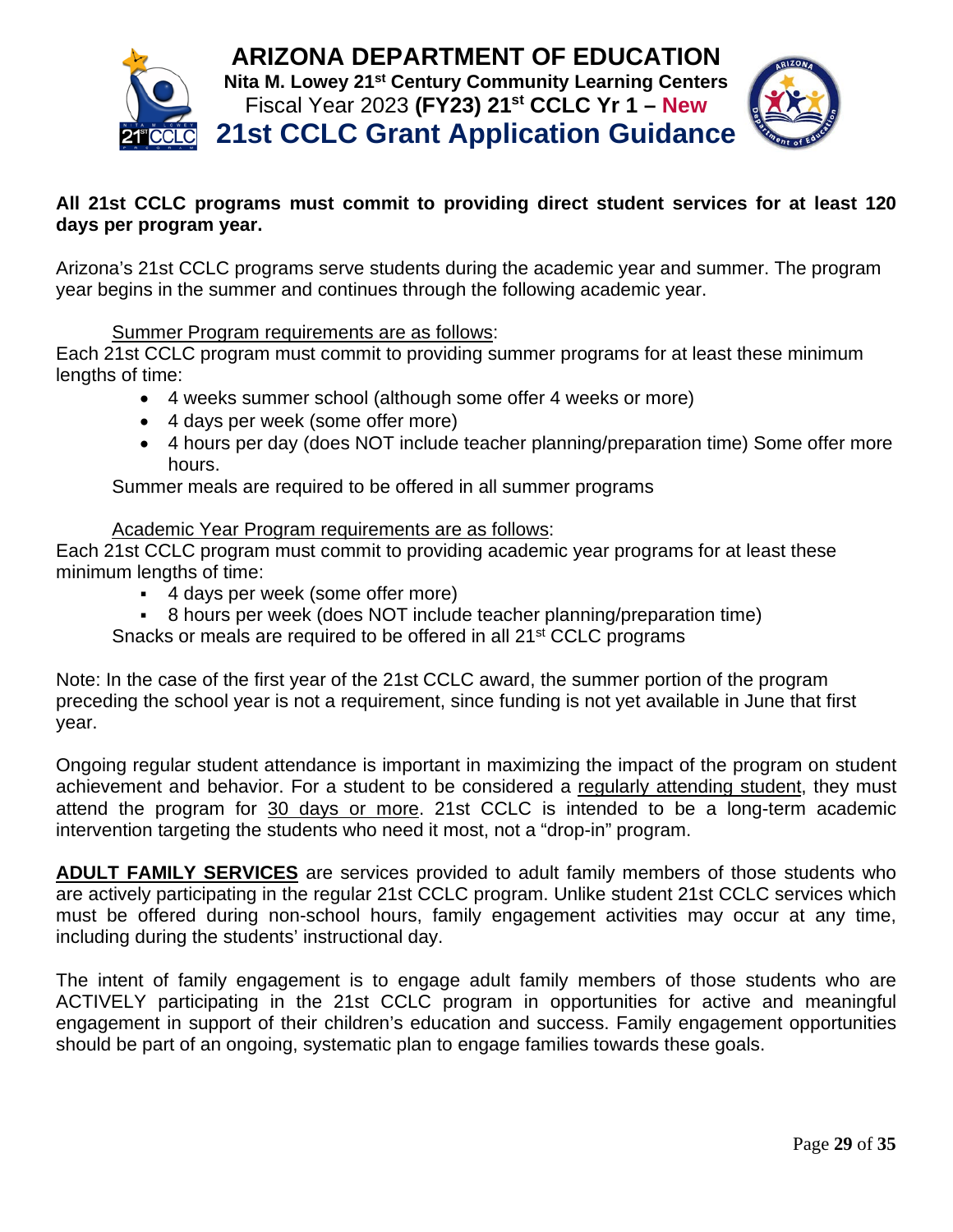**All 21st CCLC programs must commit to providing direct student services for at least 120 days per program year.**

Arizona's 21st CCLC programs serve students during the academic year and summer. The program year begins in the summer and continues through the following academic year.

Summer Program requirements are as follows:

Each 21st CCLC program must commit to providing summer programs for at least these minimum lengths of time:

- 4 weeks summer school (although some offer 4 weeks or more)
- 4 days per week (some offer more)
- 4 hours per day (does NOT include teacher planning/preparation time) Some offer more hours.

Summer meals are required to be offered in all summer programs

Academic Year Program requirements are as follows:

Each 21st CCLC program must commit to providing academic year programs for at least these minimum lengths of time:

- 4 days per week (some offer more)
- 8 hours per week (does NOT include teacher planning/preparation time)

Snacks or meals are required to be offered in all 21st CCLC programs

Note: In the case of the first year of the 21st CCLC award, the summer portion of the program preceding the school year is not a requirement, since funding is not yet available in June that first year.

Ongoing regular student attendance is important in maximizing the impact of the program on student achievement and behavior. For a student to be considered a regularly attending student, they must attend the program for 30 days or more. 21st CCLC is intended to be a long-term academic intervention targeting the students who need it most, not a "drop-in" program.

**ADULT FAMILY SERVICES** are services provided to adult family members of those students who are actively participating in the regular 21st CCLC program. Unlike student 21st CCLC services which must be offered during non-school hours, family engagement activities may occur at any time, including during the students' instructional day.

The intent of family engagement is to engage adult family members of those students who are ACTIVELY participating in the 21st CCLC program in opportunities for active and meaningful engagement in support of their children's education and success. Family engagement opportunities should be part of an ongoing, systematic plan to engage families towards these goals.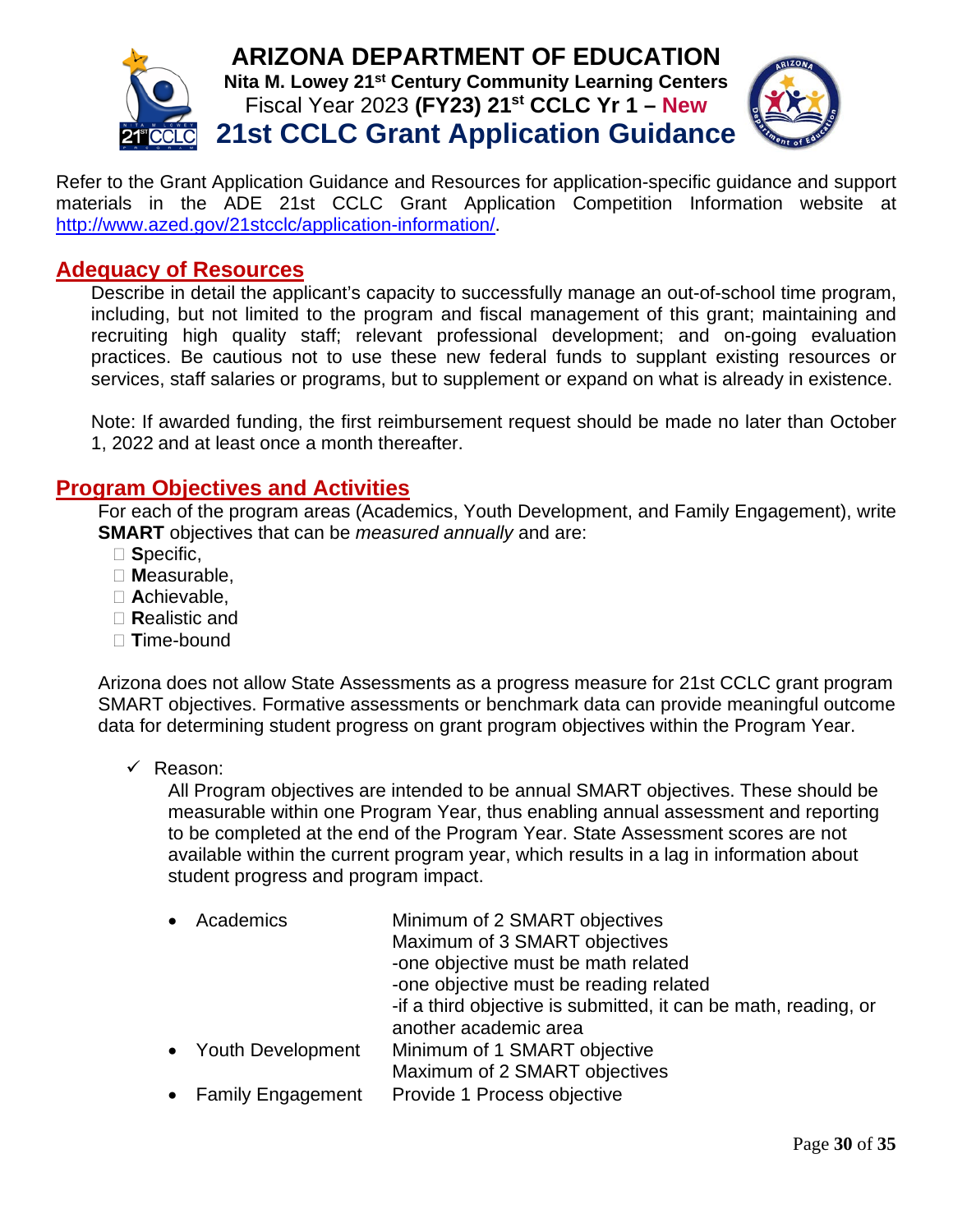# ARIZONA DEPARTMENT OF EDUCATION

**Nita M. Lowey 21st Century Community Learning Centers**

Fiscal Year 2023 **(FY23) 21st CCLC Yr 1 – New**

## 21st CCLC Grant Application Guidance

Refer to the Grant Application Guidance and Resources for application-specific guidance and support materials in the ADE 21st CCLC Grant Application Competition Information website at http://www.azed.gov/21stcclc/application-information/.

## Adequacy of Resources

Describe in detail the applicant's capacity to successfully manage an out-of-school time program, including, but not limited to the program and fiscal management of this grant; maintaining and recruiting high quality staff; relevant professional development; and on-going evaluation practices. Be cautious not to use these new federal funds to supplant existing resources or services, staff salaries or programs, but to supplement or expand on what is already in existence.

Note: If awarded funding, the first reimbursement request should be made no later than October 1, 2022 and at least once a month thereafter.

## Program Objectives and Activities

For each of the program areas (Academics, Youth Development, and Family Engagement), write **SMART** objectives that can be *measured annually* and are:

- **S**pecific,
- **M**easurable,
- **A**chievable,
- **R**ealistic and
- **T**ime-bound

Arizona does not allow State Assessments as a progress measure for 21st CCLC grant program SMART objectives. Formative assessments or benchmark data can provide meaningful outcome data for determining student progress on grant program objectives within the Program Year.

- ✓ Reason:

  All Program objectives are intended to be annual SMART objectives. These should be measurable within one Program Year, thus enabling annual assessment and reporting to be completed at the end of the Program Year. State Assessment scores are not available within the current program year, which results in a lag in information about student progress and program impact.

| | |
|---|---|
| • Academics | Minimum of 2 SMART objectives<br>Maximum of 3 SMART objectives<br>-one objective must be math related<br>-one objective must be reading related<br>-if a third objective is submitted, it can be math, reading, or another academic area |
| • Youth Development | Minimum of 1 SMART objective<br>Maximum of 2 SMART objectives |
| • Family Engagement | Provide 1 Process objective |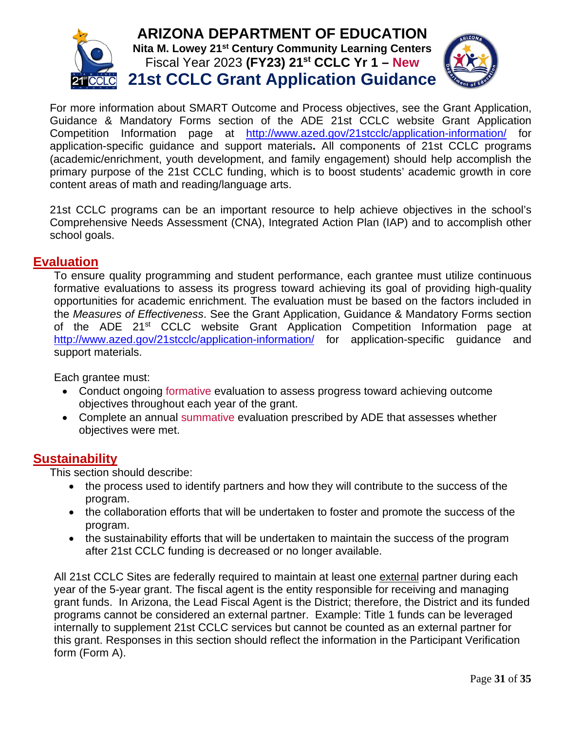For more information about SMART Outcome and Process objectives, see the Grant Application, Guidance & Mandatory Forms section of the ADE 21st CCLC website Grant Application Competition Information page at http://www.azed.gov/21stcclc/application-information/ for application-specific guidance and support materials**.** All components of 21st CCLC programs (academic/enrichment, youth development, and family engagement) should help accomplish the primary purpose of the 21st CCLC funding, which is to boost students' academic growth in core content areas of math and reading/language arts.

21st CCLC programs can be an important resource to help achieve objectives in the school's Comprehensive Needs Assessment (CNA), Integrated Action Plan (IAP) and to accomplish other school goals.

## Evaluation

To ensure quality programming and student performance, each grantee must utilize continuous formative evaluations to assess its progress toward achieving its goal of providing high-quality opportunities for academic enrichment. The evaluation must be based on the factors included in the *Measures of Effectiveness*. See the Grant Application, Guidance & Mandatory Forms section of the ADE 21st CCLC website Grant Application Competition Information page at http://www.azed.gov/21stcclc/application-information/ for application-specific guidance and support materials.

Each grantee must:

- Conduct ongoing formative evaluation to assess progress toward achieving outcome objectives throughout each year of the grant.
- Complete an annual summative evaluation prescribed by ADE that assesses whether objectives were met.

## Sustainability

This section should describe:

- the process used to identify partners and how they will contribute to the success of the program.
- the collaboration efforts that will be undertaken to foster and promote the success of the program.
- the sustainability efforts that will be undertaken to maintain the success of the program after 21st CCLC funding is decreased or no longer available.

All 21st CCLC Sites are federally required to maintain at least one external partner during each year of the 5-year grant. The fiscal agent is the entity responsible for receiving and managing grant funds. In Arizona, the Lead Fiscal Agent is the District; therefore, the District and its funded programs cannot be considered an external partner. Example: Title 1 funds can be leveraged internally to supplement 21st CCLC services but cannot be counted as an external partner for this grant. Responses in this section should reflect the information in the Participant Verification form (Form A).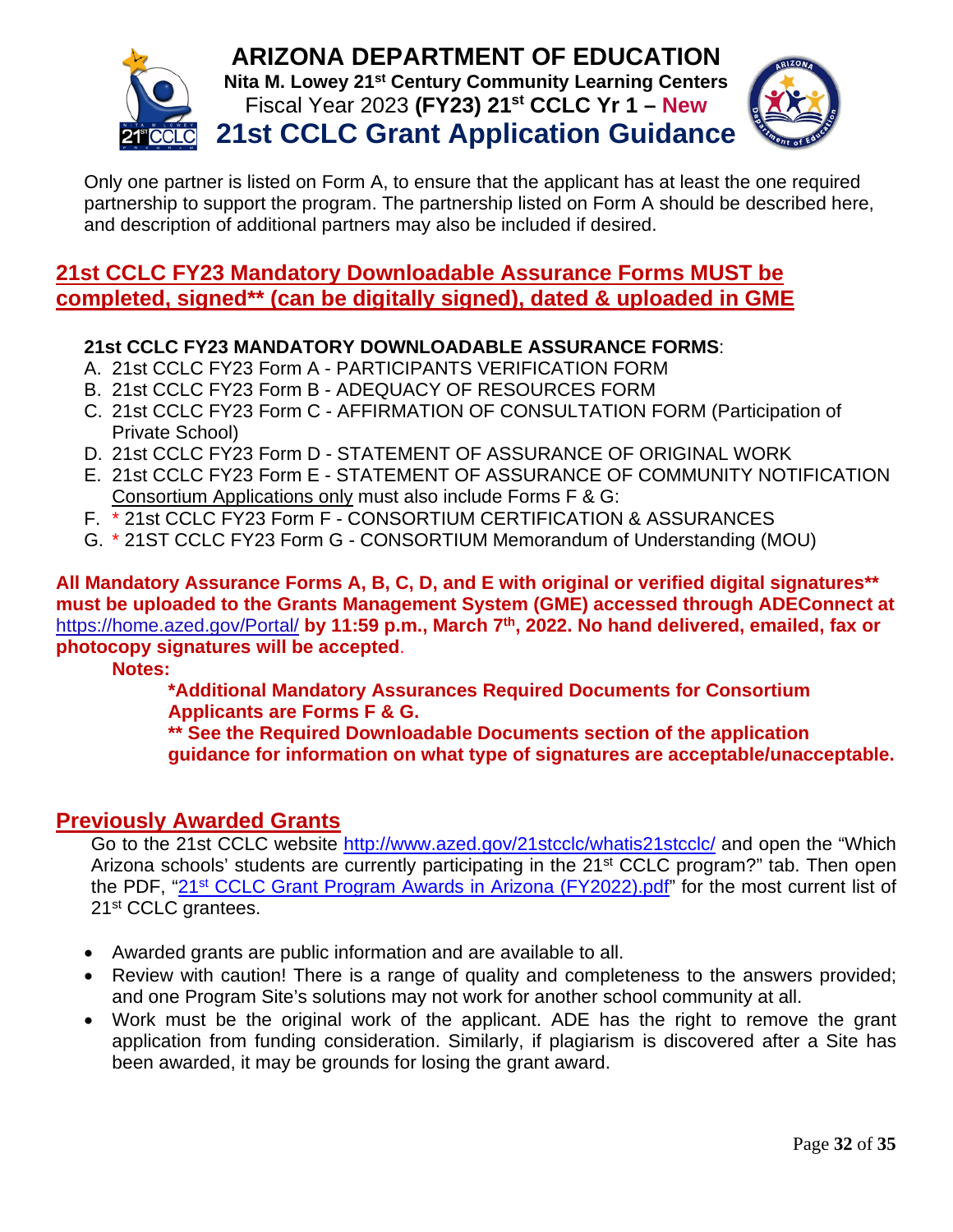Only one partner is listed on Form A, to ensure that the applicant has at least the one required partnership to support the program. The partnership listed on Form A should be described here, and description of additional partners may also be included if desired.

## 21st CCLC FY23 Mandatory Downloadable Assurance Forms MUST be completed, signed** (can be digitally signed), dated & uploaded in GME

**21st CCLC FY23 MANDATORY DOWNLOADABLE ASSURANCE FORMS**:

A. 21st CCLC FY23 Form A - PARTICIPANTS VERIFICATION FORM
B. 21st CCLC FY23 Form B - ADEQUACY OF RESOURCES FORM
C. 21st CCLC FY23 Form C - AFFIRMATION OF CONSULTATION FORM (Participation of Private School)
D. 21st CCLC FY23 Form D - STATEMENT OF ASSURANCE OF ORIGINAL WORK
E. 21st CCLC FY23 Form E - STATEMENT OF ASSURANCE OF COMMUNITY NOTIFICATION
   Consortium Applications only must also include Forms F & G:
F. * 21st CCLC FY23 Form F - CONSORTIUM CERTIFICATION & ASSURANCES
G. * 21ST CCLC FY23 Form G - CONSORTIUM Memorandum of Understanding (MOU)

**All Mandatory Assurance Forms A, B, C, D, and E with original or verified digital signatures** must be uploaded to the Grants Management System (GME) accessed through ADEConnect at** https://home.azed.gov/Portal/ **by 11:59 p.m., March 7th, 2022. No hand delivered, emailed, fax or photocopy signatures will be accepted**.

**Notes:**

> ***Additional Mandatory Assurances Required Documents for Consortium Applicants are Forms F & G.**
> **** See the Required Downloadable Documents section of the application guidance for information on what type of signatures are acceptable/unacceptable.**

## Previously Awarded Grants

Go to the 21st CCLC website http://www.azed.gov/21stcclc/whatis21stcclc/ and open the "Which Arizona schools' students are currently participating in the 21st CCLC program?" tab. Then open the PDF, "21st CCLC Grant Program Awards in Arizona (FY2022).pdf" for the most current list of 21st CCLC grantees.

- Awarded grants are public information and are available to all.
- Review with caution! There is a range of quality and completeness to the answers provided; and one Program Site's solutions may not work for another school community at all.
- Work must be the original work of the applicant. ADE has the right to remove the grant application from funding consideration. Similarly, if plagiarism is discovered after a Site has been awarded, it may be grounds for losing the grant award.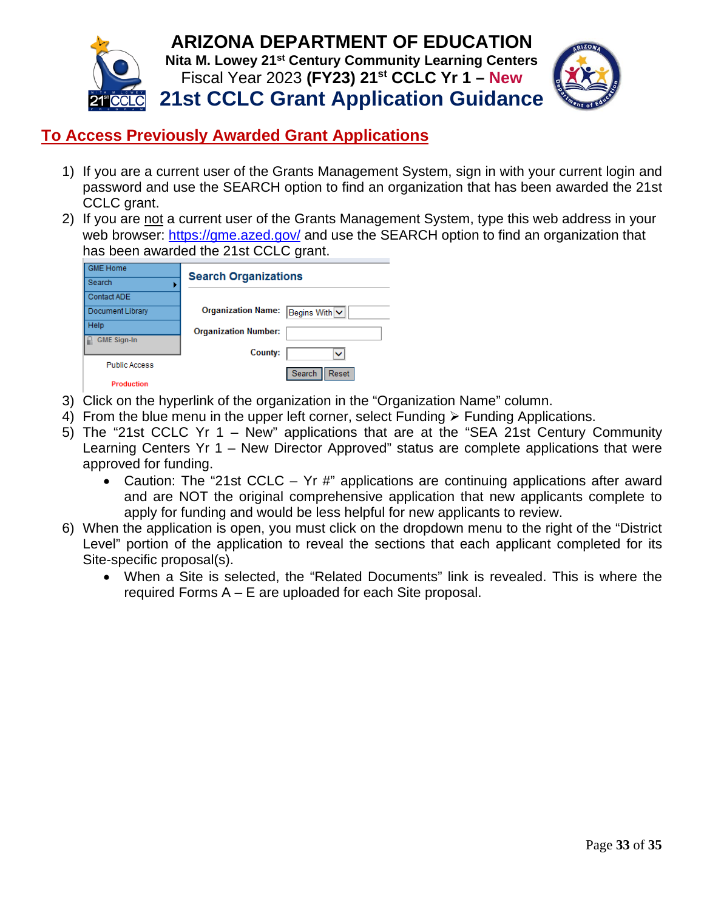## To Access Previously Awarded Grant Applications

1) If you are a current user of the Grants Management System, sign in with your current login and password and use the SEARCH option to find an organization that has been awarded the 21st CCLC grant.
2) If you are not a current user of the Grants Management System, type this web address in your web browser: https://gme.azed.gov/ and use the SEARCH option to find an organization that has been awarded the 21st CCLC grant.
3) Click on the hyperlink of the organization in the "Organization Name" column.
4) From the blue menu in the upper left corner, select Funding ➢ Funding Applications.
5) The "21st CCLC Yr 1 – New" applications that are at the "SEA 21st Century Community Learning Centers Yr 1 – New Director Approved" status are complete applications that were approved for funding.
   - Caution: The "21st CCLC – Yr #" applications are continuing applications after award and are NOT the original comprehensive application that new applicants complete to apply for funding and would be less helpful for new applicants to review.
6) When the application is open, you must click on the dropdown menu to the right of the "District Level" portion of the application to reveal the sections that each applicant completed for its Site-specific proposal(s).
   - When a Site is selected, the "Related Documents" link is revealed. This is where the required Forms A – E are uploaded for each Site proposal.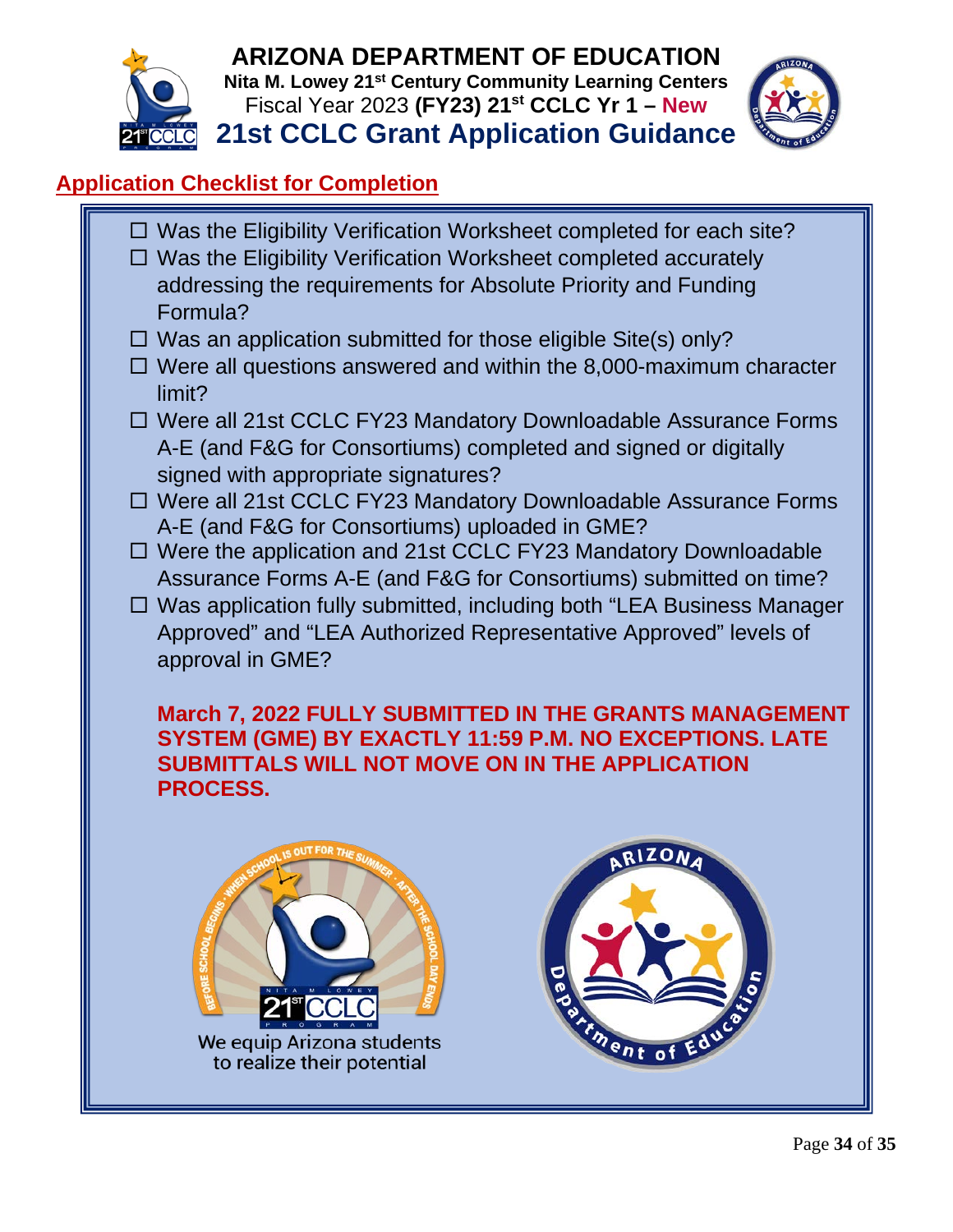## Application Checklist for Completion

- ☐ Was the Eligibility Verification Worksheet completed for each site?
- ☐ Was the Eligibility Verification Worksheet completed accurately addressing the requirements for Absolute Priority and Funding Formula?
- ☐ Was an application submitted for those eligible Site(s) only?
- ☐ Were all questions answered and within the 8,000-maximum character limit?
- ☐ Were all 21st CCLC FY23 Mandatory Downloadable Assurance Forms A-E (and F&G for Consortiums) completed and signed or digitally signed with appropriate signatures?
- ☐ Were all 21st CCLC FY23 Mandatory Downloadable Assurance Forms A-E (and F&G for Consortiums) uploaded in GME?
- ☐ Were the application and 21st CCLC FY23 Mandatory Downloadable Assurance Forms A-E (and F&G for Consortiums) submitted on time?
- ☐ Was application fully submitted, including both "LEA Business Manager Approved" and "LEA Authorized Representative Approved" levels of approval in GME?

**March 7, 2022 FULLY SUBMITTED IN THE GRANTS MANAGEMENT SYSTEM (GME) BY EXACTLY 11:59 P.M. NO EXCEPTIONS. LATE SUBMITTALS WILL NOT MOVE ON IN THE APPLICATION PROCESS.**

We equip Arizona students to realize their potential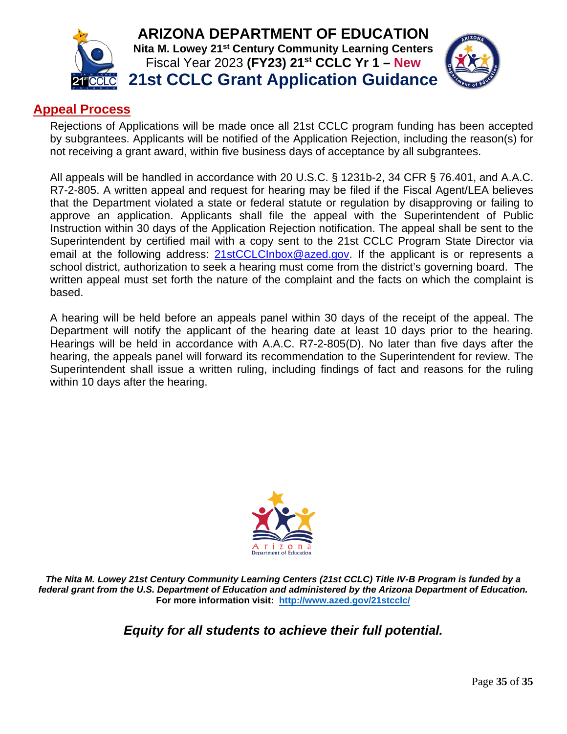## Appeal Process

Rejections of Applications will be made once all 21st CCLC program funding has been accepted by subgrantees. Applicants will be notified of the Application Rejection, including the reason(s) for not receiving a grant award, within five business days of acceptance by all subgrantees.

All appeals will be handled in accordance with 20 U.S.C. § 1231b-2, 34 CFR § 76.401, and A.A.C. R7-2-805. A written appeal and request for hearing may be filed if the Fiscal Agent/LEA believes that the Department violated a state or federal statute or regulation by disapproving or failing to approve an application. Applicants shall file the appeal with the Superintendent of Public Instruction within 30 days of the Application Rejection notification. The appeal shall be sent to the Superintendent by certified mail with a copy sent to the 21st CCLC Program State Director via email at the following address: 21stCCLCInbox@azed.gov. If the applicant is or represents a school district, authorization to seek a hearing must come from the district's governing board. The written appeal must set forth the nature of the complaint and the facts on which the complaint is based.

A hearing will be held before an appeals panel within 30 days of the receipt of the appeal. The Department will notify the applicant of the hearing date at least 10 days prior to the hearing. Hearings will be held in accordance with A.A.C. R7-2-805(D). No later than five days after the hearing, the appeals panel will forward its recommendation to the Superintendent for review. The Superintendent shall issue a written ruling, including findings of fact and reasons for the ruling within 10 days after the hearing.

***The Nita M. Lowey 21st Century Community Learning Centers (21st CCLC) Title IV-B Program is funded by a federal grant from the U.S. Department of Education and administered by the Arizona Department of Education.***
**For more information visit: http://www.azed.gov/21stcclc/**

***Equity for all students to achieve their full potential.***